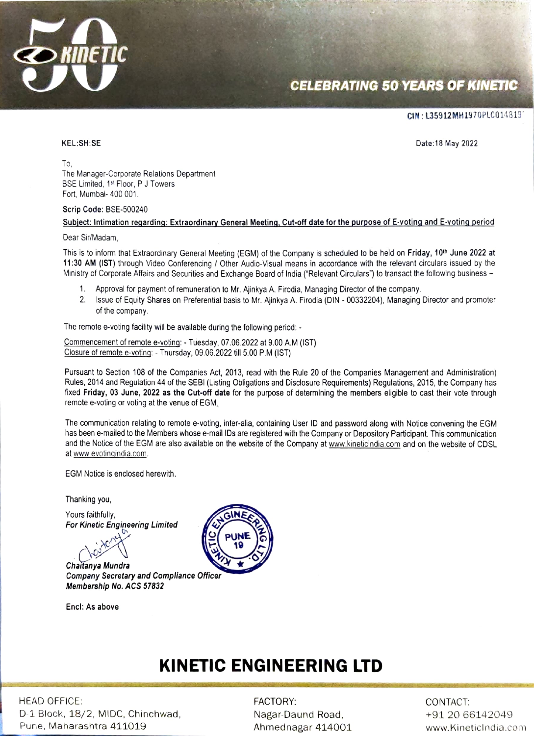# KINETIC

**CELEBRATING 50 YEARS OF KINETIC**

CIN : L35912MH1970PLC014819

KEL:SH:SE

Date:18 May 2022

To,
The Manager-Corporate Relations Department
BSE Limited, 1st Floor, P J Towers
Fort, Mumbai- 400 001.

**Scrip Code:** BSE-500240

**Subject: Intimation regarding: Extraordinary General Meeting, Cut-off date for the purpose of E-voting and E-voting period**

Dear Sir/Madam,

This is to inform that Extraordinary General Meeting (EGM) of the Company is scheduled to be held on **Friday, 10th June 2022 at 11:30 AM (IST)** through Video Conferencing / Other Audio-Visual means in accordance with the relevant circulars issued by the Ministry of Corporate Affairs and Securities and Exchange Board of India ("Relevant Circulars") to transact the following business –

1. Approval for payment of remuneration to Mr. Ajinkya A. Firodia, Managing Director of the company.
2. Issue of Equity Shares on Preferential basis to Mr. Ajinkya A. Firodia (DIN - 00332204), Managing Director and promoter of the company.

The remote e-voting facility will be available during the following period: -

Commencement of remote e-voting: - Tuesday, 07.06.2022 at 9.00 A.M (IST)
Closure of remote e-voting: - Thursday, 09.06.2022 till 5.00 P.M (IST)

Pursuant to Section 108 of the Companies Act, 2013, read with the Rule 20 of the Companies Management and Administration) Rules, 2014 and Regulation 44 of the SEBI (Listing Obligations and Disclosure Requirements) Regulations, 2015, the Company has fixed **Friday, 03 June, 2022 as the Cut-off date** for the purpose of determining the members eligible to cast their vote through remote e-voting or voting at the venue of EGM.

The communication relating to remote e-voting, inter-alia, containing User ID and password along with Notice convening the EGM has been e-mailed to the Members whose e-mail IDs are registered with the Company or Depository Participant. This communication and the Notice of the EGM are also available on the website of the Company at www.kineticindia.com and on the website of CDSL at www.evotingindia.com.

EGM Notice is enclosed herewith.

Thanking you,

Yours faithfully,
***For Kinetic Engineering Limited***

***Chaitanya Mundra***
***Company Secretary and Compliance Officer***
***Membership No. ACS 57832***

Encl: As above

## KINETIC ENGINEERING LTD

HEAD OFFICE:
D-1 Block, 18/2, MIDC, Chinchwad,
Pune, Maharashtra 411019

FACTORY:
Nagar-Daund Road,
Ahmednagar 414001

CONTACT:
+91 20 66142049
www.KineticIndia.com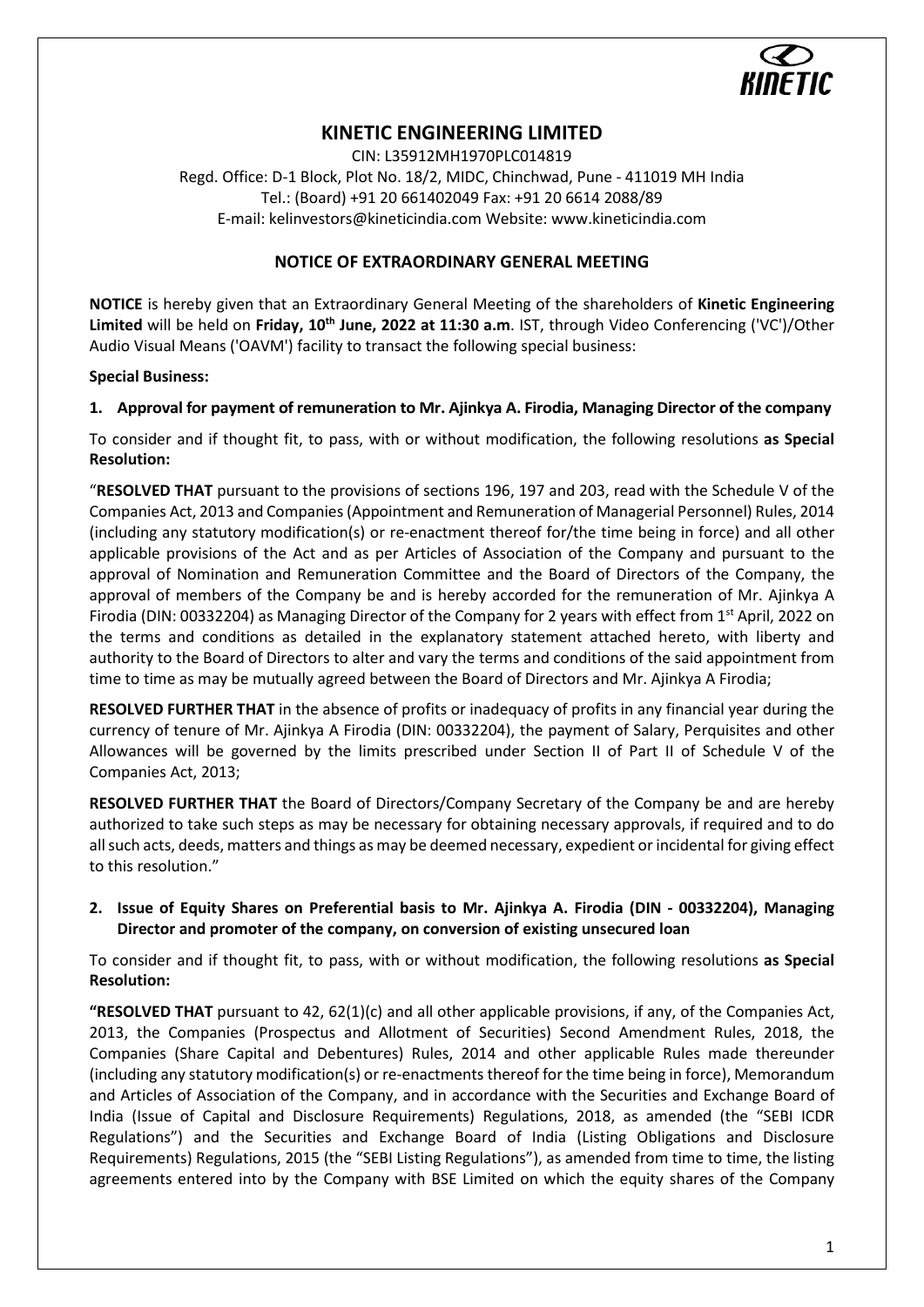# KINETIC ENGINEERING LIMITED

CIN: L35912MH1970PLC014819
Regd. Office: D-1 Block, Plot No. 18/2, MIDC, Chinchwad, Pune - 411019 MH India
Tel.: (Board) +91 20 661402049 Fax: +91 20 6614 2088/89
E-mail: kelinvestors@kineticindia.com Website: www.kineticindia.com

## NOTICE OF EXTRAORDINARY GENERAL MEETING

**NOTICE** is hereby given that an Extraordinary General Meeting of the shareholders of **Kinetic Engineering Limited** will be held on **Friday, 10th June, 2022 at 11:30 a.m**. IST, through Video Conferencing ('VC')/Other Audio Visual Means ('OAVM') facility to transact the following special business:

**Special Business:**

**1. Approval for payment of remuneration to Mr. Ajinkya A. Firodia, Managing Director of the company**

To consider and if thought fit, to pass, with or without modification, the following resolutions **as Special Resolution:**

"**RESOLVED THAT** pursuant to the provisions of sections 196, 197 and 203, read with the Schedule V of the Companies Act, 2013 and Companies (Appointment and Remuneration of Managerial Personnel) Rules, 2014 (including any statutory modification(s) or re-enactment thereof for/the time being in force) and all other applicable provisions of the Act and as per Articles of Association of the Company and pursuant to the approval of Nomination and Remuneration Committee and the Board of Directors of the Company, the approval of members of the Company be and is hereby accorded for the remuneration of Mr. Ajinkya A Firodia (DIN: 00332204) as Managing Director of the Company for 2 years with effect from 1st April, 2022 on the terms and conditions as detailed in the explanatory statement attached hereto, with liberty and authority to the Board of Directors to alter and vary the terms and conditions of the said appointment from time to time as may be mutually agreed between the Board of Directors and Mr. Ajinkya A Firodia;

**RESOLVED FURTHER THAT** in the absence of profits or inadequacy of profits in any financial year during the currency of tenure of Mr. Ajinkya A Firodia (DIN: 00332204), the payment of Salary, Perquisites and other Allowances will be governed by the limits prescribed under Section II of Part II of Schedule V of the Companies Act, 2013;

**RESOLVED FURTHER THAT** the Board of Directors/Company Secretary of the Company be and are hereby authorized to take such steps as may be necessary for obtaining necessary approvals, if required and to do all such acts, deeds, matters and things as may be deemed necessary, expedient or incidental for giving effect to this resolution."

**2. Issue of Equity Shares on Preferential basis to Mr. Ajinkya A. Firodia (DIN - 00332204), Managing Director and promoter of the company, on conversion of existing unsecured loan**

To consider and if thought fit, to pass, with or without modification, the following resolutions **as Special Resolution:**

**"RESOLVED THAT** pursuant to 42, 62(1)(c) and all other applicable provisions, if any, of the Companies Act, 2013, the Companies (Prospectus and Allotment of Securities) Second Amendment Rules, 2018, the Companies (Share Capital and Debentures) Rules, 2014 and other applicable Rules made thereunder (including any statutory modification(s) or re-enactments thereof for the time being in force), Memorandum and Articles of Association of the Company, and in accordance with the Securities and Exchange Board of India (Issue of Capital and Disclosure Requirements) Regulations, 2018, as amended (the "SEBI ICDR Regulations") and the Securities and Exchange Board of India (Listing Obligations and Disclosure Requirements) Regulations, 2015 (the "SEBI Listing Regulations"), as amended from time to time, the listing agreements entered into by the Company with BSE Limited on which the equity shares of the Company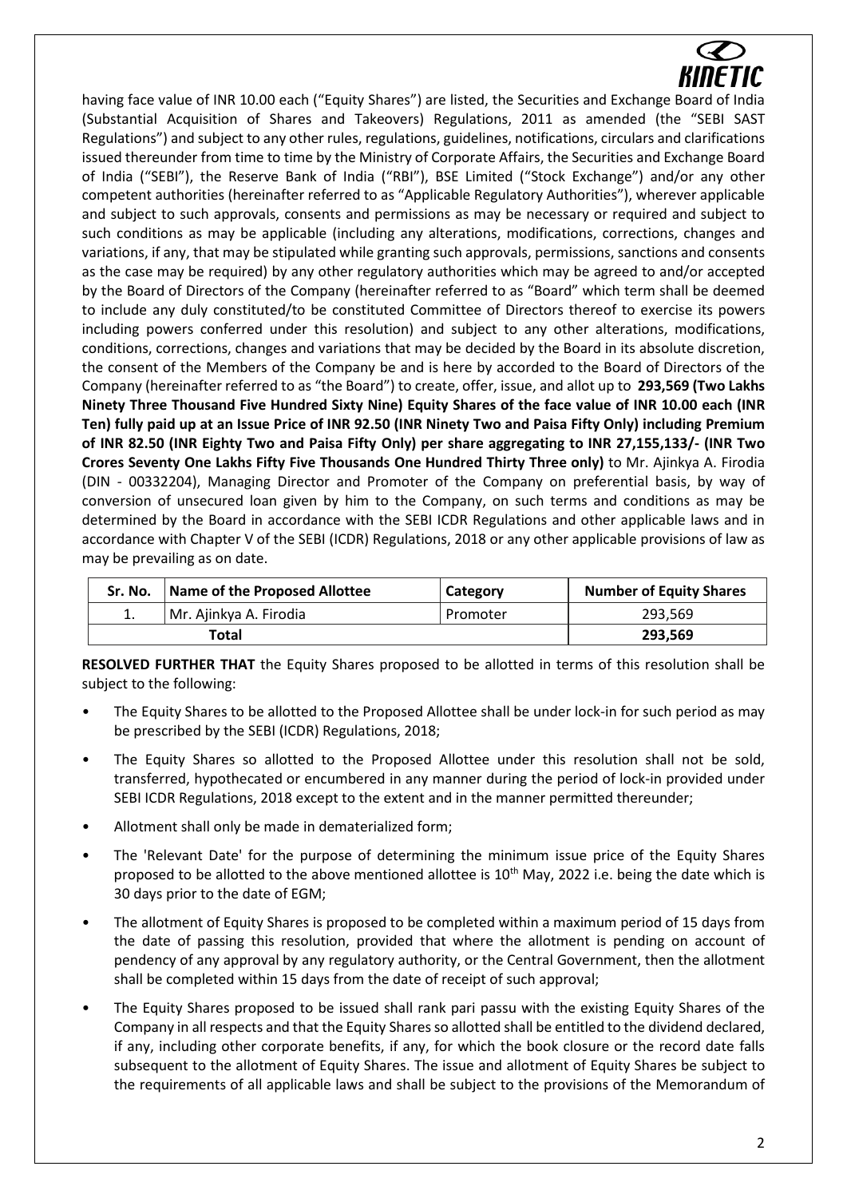having face value of INR 10.00 each ("Equity Shares") are listed, the Securities and Exchange Board of India (Substantial Acquisition of Shares and Takeovers) Regulations, 2011 as amended (the "SEBI SAST Regulations") and subject to any other rules, regulations, guidelines, notifications, circulars and clarifications issued thereunder from time to time by the Ministry of Corporate Affairs, the Securities and Exchange Board of India ("SEBI"), the Reserve Bank of India ("RBI"), BSE Limited ("Stock Exchange") and/or any other competent authorities (hereinafter referred to as "Applicable Regulatory Authorities"), wherever applicable and subject to such approvals, consents and permissions as may be necessary or required and subject to such conditions as may be applicable (including any alterations, modifications, corrections, changes and variations, if any, that may be stipulated while granting such approvals, permissions, sanctions and consents as the case may be required) by any other regulatory authorities which may be agreed to and/or accepted by the Board of Directors of the Company (hereinafter referred to as "Board" which term shall be deemed to include any duly constituted/to be constituted Committee of Directors thereof to exercise its powers including powers conferred under this resolution) and subject to any other alterations, modifications, conditions, corrections, changes and variations that may be decided by the Board in its absolute discretion, the consent of the Members of the Company be and is here by accorded to the Board of Directors of the Company (hereinafter referred to as "the Board") to create, offer, issue, and allot up to **293,569 (Two Lakhs Ninety Three Thousand Five Hundred Sixty Nine) Equity Shares of the face value of INR 10.00 each (INR Ten) fully paid up at an Issue Price of INR 92.50 (INR Ninety Two and Paisa Fifty Only) including Premium of INR 82.50 (INR Eighty Two and Paisa Fifty Only) per share aggregating to INR 27,155,133/- (INR Two Crores Seventy One Lakhs Fifty Five Thousands One Hundred Thirty Three only)** to Mr. Ajinkya A. Firodia (DIN - 00332204), Managing Director and Promoter of the Company on preferential basis, by way of conversion of unsecured loan given by him to the Company, on such terms and conditions as may be determined by the Board in accordance with the SEBI ICDR Regulations and other applicable laws and in accordance with Chapter V of the SEBI (ICDR) Regulations, 2018 or any other applicable provisions of law as may be prevailing as on date.

| Sr. No. | Name of the Proposed Allottee | Category | Number of Equity Shares |
|---|---|---|---|
| 1. | Mr. Ajinkya A. Firodia | Promoter | 293,569 |
| **Total** | | | **293,569** |

**RESOLVED FURTHER THAT** the Equity Shares proposed to be allotted in terms of this resolution shall be subject to the following:

- The Equity Shares to be allotted to the Proposed Allottee shall be under lock-in for such period as may be prescribed by the SEBI (ICDR) Regulations, 2018;
- The Equity Shares so allotted to the Proposed Allottee under this resolution shall not be sold, transferred, hypothecated or encumbered in any manner during the period of lock-in provided under SEBI ICDR Regulations, 2018 except to the extent and in the manner permitted thereunder;
- Allotment shall only be made in dematerialized form;
- The 'Relevant Date' for the purpose of determining the minimum issue price of the Equity Shares proposed to be allotted to the above mentioned allottee is 10th May, 2022 i.e. being the date which is 30 days prior to the date of EGM;
- The allotment of Equity Shares is proposed to be completed within a maximum period of 15 days from the date of passing this resolution, provided that where the allotment is pending on account of pendency of any approval by any regulatory authority, or the Central Government, then the allotment shall be completed within 15 days from the date of receipt of such approval;
- The Equity Shares proposed to be issued shall rank pari passu with the existing Equity Shares of the Company in all respects and that the Equity Shares so allotted shall be entitled to the dividend declared, if any, including other corporate benefits, if any, for which the book closure or the record date falls subsequent to the allotment of Equity Shares. The issue and allotment of Equity Shares be subject to the requirements of all applicable laws and shall be subject to the provisions of the Memorandum of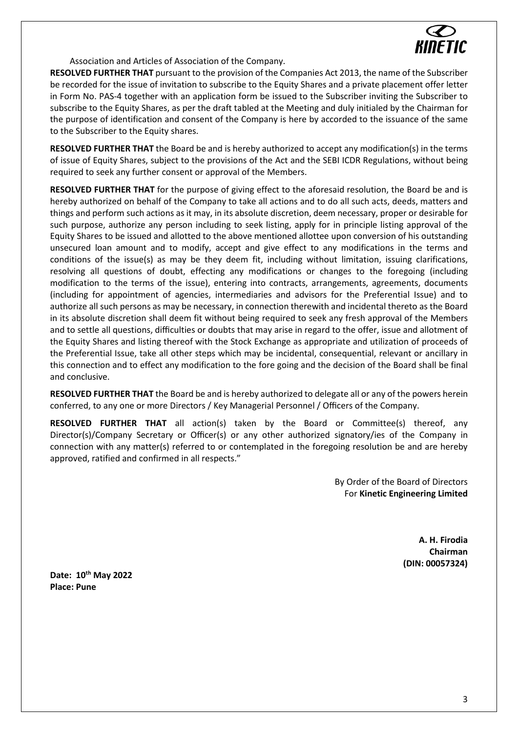Association and Articles of Association of the Company.

**RESOLVED FURTHER THAT** pursuant to the provision of the Companies Act 2013, the name of the Subscriber be recorded for the issue of invitation to subscribe to the Equity Shares and a private placement offer letter in Form No. PAS-4 together with an application form be issued to the Subscriber inviting the Subscriber to subscribe to the Equity Shares, as per the draft tabled at the Meeting and duly initialed by the Chairman for the purpose of identification and consent of the Company is here by accorded to the issuance of the same to the Subscriber to the Equity shares.

**RESOLVED FURTHER THAT** the Board be and is hereby authorized to accept any modification(s) in the terms of issue of Equity Shares, subject to the provisions of the Act and the SEBI ICDR Regulations, without being required to seek any further consent or approval of the Members.

**RESOLVED FURTHER THAT** for the purpose of giving effect to the aforesaid resolution, the Board be and is hereby authorized on behalf of the Company to take all actions and to do all such acts, deeds, matters and things and perform such actions as it may, in its absolute discretion, deem necessary, proper or desirable for such purpose, authorize any person including to seek listing, apply for in principle listing approval of the Equity Shares to be issued and allotted to the above mentioned allottee upon conversion of his outstanding unsecured loan amount and to modify, accept and give effect to any modifications in the terms and conditions of the issue(s) as may be they deem fit, including without limitation, issuing clarifications, resolving all questions of doubt, effecting any modifications or changes to the foregoing (including modification to the terms of the issue), entering into contracts, arrangements, agreements, documents (including for appointment of agencies, intermediaries and advisors for the Preferential Issue) and to authorize all such persons as may be necessary, in connection therewith and incidental thereto as the Board in its absolute discretion shall deem fit without being required to seek any fresh approval of the Members and to settle all questions, difficulties or doubts that may arise in regard to the offer, issue and allotment of the Equity Shares and listing thereof with the Stock Exchange as appropriate and utilization of proceeds of the Preferential Issue, take all other steps which may be incidental, consequential, relevant or ancillary in this connection and to effect any modification to the fore going and the decision of the Board shall be final and conclusive.

**RESOLVED FURTHER THAT** the Board be and is hereby authorized to delegate all or any of the powers herein conferred, to any one or more Directors / Key Managerial Personnel / Officers of the Company.

**RESOLVED FURTHER THAT** all action(s) taken by the Board or Committee(s) thereof, any Director(s)/Company Secretary or Officer(s) or any other authorized signatory/ies of the Company in connection with any matter(s) referred to or contemplated in the foregoing resolution be and are hereby approved, ratified and confirmed in all respects."

By Order of the Board of Directors
For **Kinetic Engineering Limited**

**A. H. Firodia**
**Chairman**
**(DIN: 00057324)**

**Date: 10th May 2022**
**Place: Pune**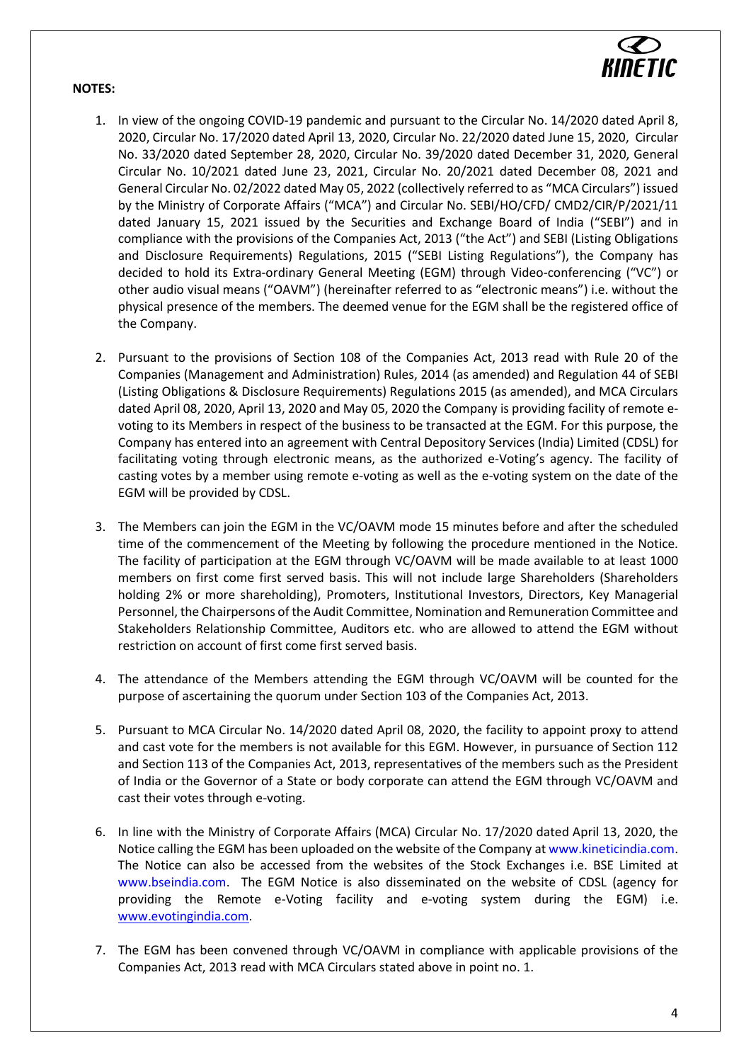**NOTES:**

1. In view of the ongoing COVID-19 pandemic and pursuant to the Circular No. 14/2020 dated April 8, 2020, Circular No. 17/2020 dated April 13, 2020, Circular No. 22/2020 dated June 15, 2020, Circular No. 33/2020 dated September 28, 2020, Circular No. 39/2020 dated December 31, 2020, General Circular No. 10/2021 dated June 23, 2021, Circular No. 20/2021 dated December 08, 2021 and General Circular No. 02/2022 dated May 05, 2022 (collectively referred to as "MCA Circulars") issued by the Ministry of Corporate Affairs ("MCA") and Circular No. SEBI/HO/CFD/ CMD2/CIR/P/2021/11 dated January 15, 2021 issued by the Securities and Exchange Board of India ("SEBI") and in compliance with the provisions of the Companies Act, 2013 ("the Act") and SEBI (Listing Obligations and Disclosure Requirements) Regulations, 2015 ("SEBI Listing Regulations"), the Company has decided to hold its Extra-ordinary General Meeting (EGM) through Video-conferencing ("VC") or other audio visual means ("OAVM") (hereinafter referred to as "electronic means") i.e. without the physical presence of the members. The deemed venue for the EGM shall be the registered office of the Company.

2. Pursuant to the provisions of Section 108 of the Companies Act, 2013 read with Rule 20 of the Companies (Management and Administration) Rules, 2014 (as amended) and Regulation 44 of SEBI (Listing Obligations & Disclosure Requirements) Regulations 2015 (as amended), and MCA Circulars dated April 08, 2020, April 13, 2020 and May 05, 2020 the Company is providing facility of remote e-voting to its Members in respect of the business to be transacted at the EGM. For this purpose, the Company has entered into an agreement with Central Depository Services (India) Limited (CDSL) for facilitating voting through electronic means, as the authorized e-Voting's agency. The facility of casting votes by a member using remote e-voting as well as the e-voting system on the date of the EGM will be provided by CDSL.

3. The Members can join the EGM in the VC/OAVM mode 15 minutes before and after the scheduled time of the commencement of the Meeting by following the procedure mentioned in the Notice. The facility of participation at the EGM through VC/OAVM will be made available to at least 1000 members on first come first served basis. This will not include large Shareholders (Shareholders holding 2% or more shareholding), Promoters, Institutional Investors, Directors, Key Managerial Personnel, the Chairpersons of the Audit Committee, Nomination and Remuneration Committee and Stakeholders Relationship Committee, Auditors etc. who are allowed to attend the EGM without restriction on account of first come first served basis.

4. The attendance of the Members attending the EGM through VC/OAVM will be counted for the purpose of ascertaining the quorum under Section 103 of the Companies Act, 2013.

5. Pursuant to MCA Circular No. 14/2020 dated April 08, 2020, the facility to appoint proxy to attend and cast vote for the members is not available for this EGM. However, in pursuance of Section 112 and Section 113 of the Companies Act, 2013, representatives of the members such as the President of India or the Governor of a State or body corporate can attend the EGM through VC/OAVM and cast their votes through e-voting.

6. In line with the Ministry of Corporate Affairs (MCA) Circular No. 17/2020 dated April 13, 2020, the Notice calling the EGM has been uploaded on the website of the Company at www.kineticindia.com. The Notice can also be accessed from the websites of the Stock Exchanges i.e. BSE Limited at www.bseindia.com. The EGM Notice is also disseminated on the website of CDSL (agency for providing the Remote e-Voting facility and e-voting system during the EGM) i.e. www.evotingindia.com.

7. The EGM has been convened through VC/OAVM in compliance with applicable provisions of the Companies Act, 2013 read with MCA Circulars stated above in point no. 1.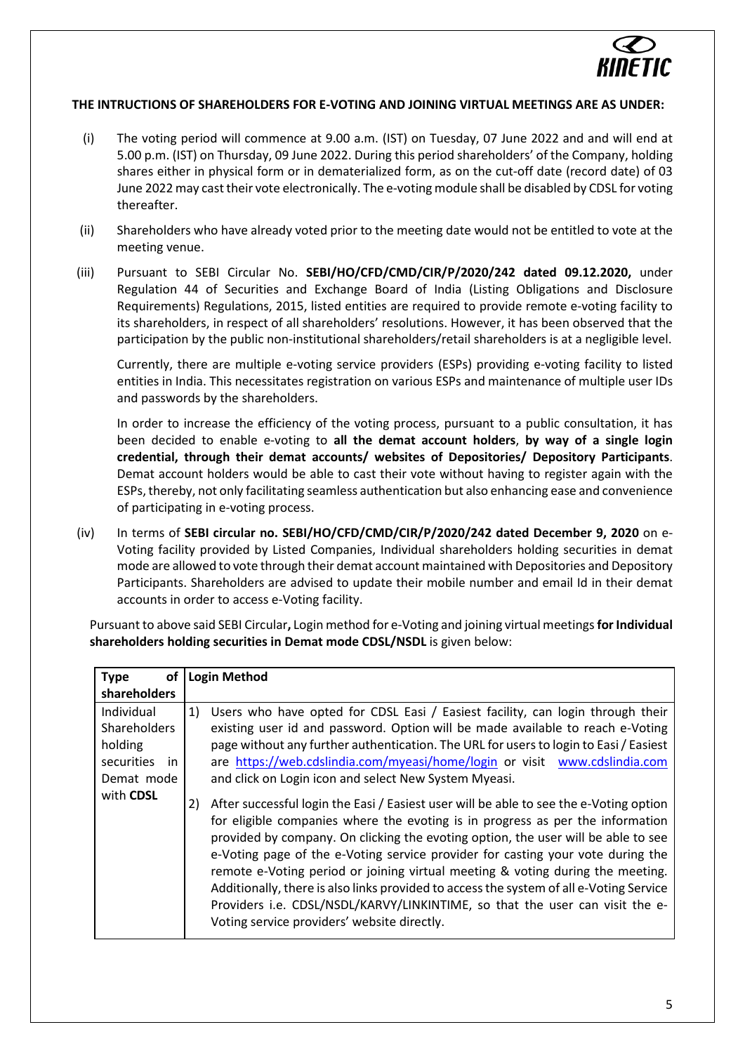**THE INTRUCTIONS OF SHAREHOLDERS FOR E-VOTING AND JOINING VIRTUAL MEETINGS ARE AS UNDER:**

(i) The voting period will commence at 9.00 a.m. (IST) on Tuesday, 07 June 2022 and and will end at 5.00 p.m. (IST) on Thursday, 09 June 2022. During this period shareholders' of the Company, holding shares either in physical form or in dematerialized form, as on the cut-off date (record date) of 03 June 2022 may cast their vote electronically. The e-voting module shall be disabled by CDSL for voting thereafter.

(ii) Shareholders who have already voted prior to the meeting date would not be entitled to vote at the meeting venue.

(iii) Pursuant to SEBI Circular No. **SEBI/HO/CFD/CMD/CIR/P/2020/242 dated 09.12.2020,** under Regulation 44 of Securities and Exchange Board of India (Listing Obligations and Disclosure Requirements) Regulations, 2015, listed entities are required to provide remote e-voting facility to its shareholders, in respect of all shareholders' resolutions. However, it has been observed that the participation by the public non-institutional shareholders/retail shareholders is at a negligible level.

Currently, there are multiple e-voting service providers (ESPs) providing e-voting facility to listed entities in India. This necessitates registration on various ESPs and maintenance of multiple user IDs and passwords by the shareholders.

In order to increase the efficiency of the voting process, pursuant to a public consultation, it has been decided to enable e-voting to **all the demat account holders**, **by way of a single login credential, through their demat accounts/ websites of Depositories/ Depository Participants**. Demat account holders would be able to cast their vote without having to register again with the ESPs, thereby, not only facilitating seamless authentication but also enhancing ease and convenience of participating in e-voting process.

(iv) In terms of **SEBI circular no. SEBI/HO/CFD/CMD/CIR/P/2020/242 dated December 9, 2020** on e-Voting facility provided by Listed Companies, Individual shareholders holding securities in demat mode are allowed to vote through their demat account maintained with Depositories and Depository Participants. Shareholders are advised to update their mobile number and email Id in their demat accounts in order to access e-Voting facility.

Pursuant to above said SEBI Circular**,** Login method for e-Voting and joining virtual meetings **for Individual shareholders holding securities in Demat mode CDSL/NSDL** is given below:

| **Type of shareholders** | **Login Method** |
|---|---|
| Individual Shareholders holding securities in Demat mode with **CDSL** | 1) Users who have opted for CDSL Easi / Easiest facility, can login through their existing user id and password. Option will be made available to reach e-Voting page without any further authentication. The URL for users to login to Easi / Easiest are https://web.cdslindia.com/myeasi/home/login or visit www.cdslindia.com and click on Login icon and select New System Myeasi.<br><br>2) After successful login the Easi / Easiest user will be able to see the e-Voting option for eligible companies where the evoting is in progress as per the information provided by company. On clicking the evoting option, the user will be able to see e-Voting page of the e-Voting service provider for casting your vote during the remote e-Voting period or joining virtual meeting & voting during the meeting. Additionally, there is also links provided to access the system of all e-Voting Service Providers i.e. CDSL/NSDL/KARVY/LINKINTIME, so that the user can visit the e-Voting service providers' website directly. |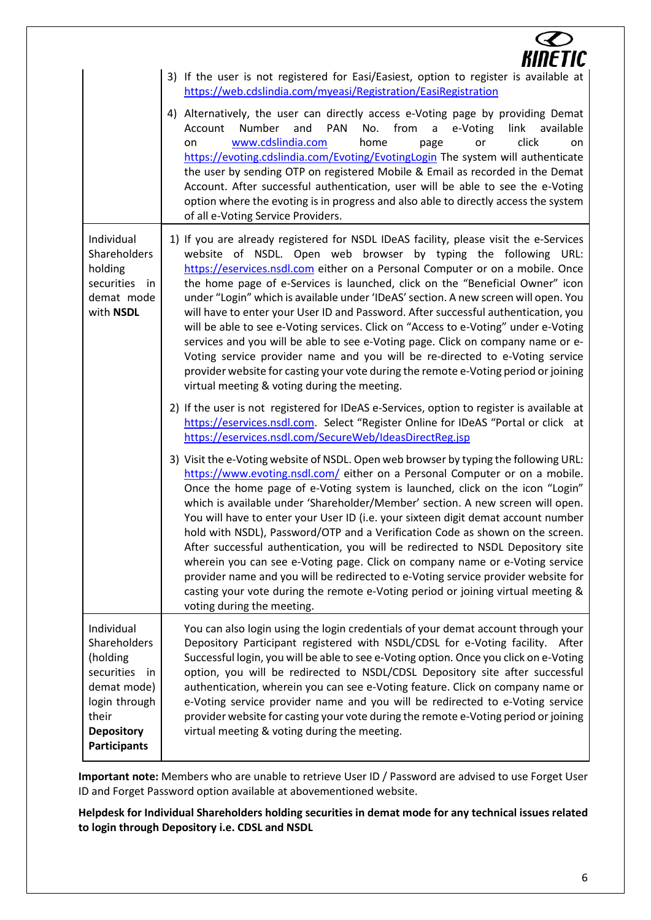| | |
|---|---|
| | 3) If the user is not registered for Easi/Easiest, option to register is available at https://web.cdslindia.com/myeasi/Registration/EasiRegistration<br><br>4) Alternatively, the user can directly access e-Voting page by providing Demat Account Number and PAN No. from a e-Voting link available on www.cdslindia.com home page or click on https://evoting.cdslindia.com/Evoting/EvotingLogin The system will authenticate the user by sending OTP on registered Mobile & Email as recorded in the Demat Account. After successful authentication, user will be able to see the e-Voting option where the evoting is in progress and also able to directly access the system of all e-Voting Service Providers. |
| Individual Shareholders holding securities in demat mode with **NSDL** | 1) If you are already registered for NSDL IDeAS facility, please visit the e-Services website of NSDL. Open web browser by typing the following URL: https://eservices.nsdl.com either on a Personal Computer or on a mobile. Once the home page of e-Services is launched, click on the "Beneficial Owner" icon under "Login" which is available under 'IDeAS' section. A new screen will open. You will have to enter your User ID and Password. After successful authentication, you will be able to see e-Voting services. Click on "Access to e-Voting" under e-Voting services and you will be able to see e-Voting page. Click on company name or e-Voting service provider name and you will be re-directed to e-Voting service provider website for casting your vote during the remote e-Voting period or joining virtual meeting & voting during the meeting.<br><br>2) If the user is not registered for IDeAS e-Services, option to register is available at https://eservices.nsdl.com. Select "Register Online for IDeAS "Portal or click at https://eservices.nsdl.com/SecureWeb/IdeasDirectReg.jsp<br><br>3) Visit the e-Voting website of NSDL. Open web browser by typing the following URL: https://www.evoting.nsdl.com/ either on a Personal Computer or on a mobile. Once the home page of e-Voting system is launched, click on the icon "Login" which is available under 'Shareholder/Member' section. A new screen will open. You will have to enter your User ID (i.e. your sixteen digit demat account number hold with NSDL), Password/OTP and a Verification Code as shown on the screen. After successful authentication, you will be redirected to NSDL Depository site wherein you can see e-Voting page. Click on company name or e-Voting service provider name and you will be redirected to e-Voting service provider website for casting your vote during the remote e-Voting period or joining virtual meeting & voting during the meeting. |
| Individual Shareholders (holding securities in demat mode) login through their **Depository Participants** | You can also login using the login credentials of your demat account through your Depository Participant registered with NSDL/CDSL for e-Voting facility. After Successful login, you will be able to see e-Voting option. Once you click on e-Voting option, you will be redirected to NSDL/CDSL Depository site after successful authentication, wherein you can see e-Voting feature. Click on company name or e-Voting service provider name and you will be redirected to e-Voting service provider website for casting your vote during the remote e-Voting period or joining virtual meeting & voting during the meeting. |

**Important note:** Members who are unable to retrieve User ID / Password are advised to use Forget User ID and Forget Password option available at abovementioned website.

**Helpdesk for Individual Shareholders holding securities in demat mode for any technical issues related to login through Depository i.e. CDSL and NSDL**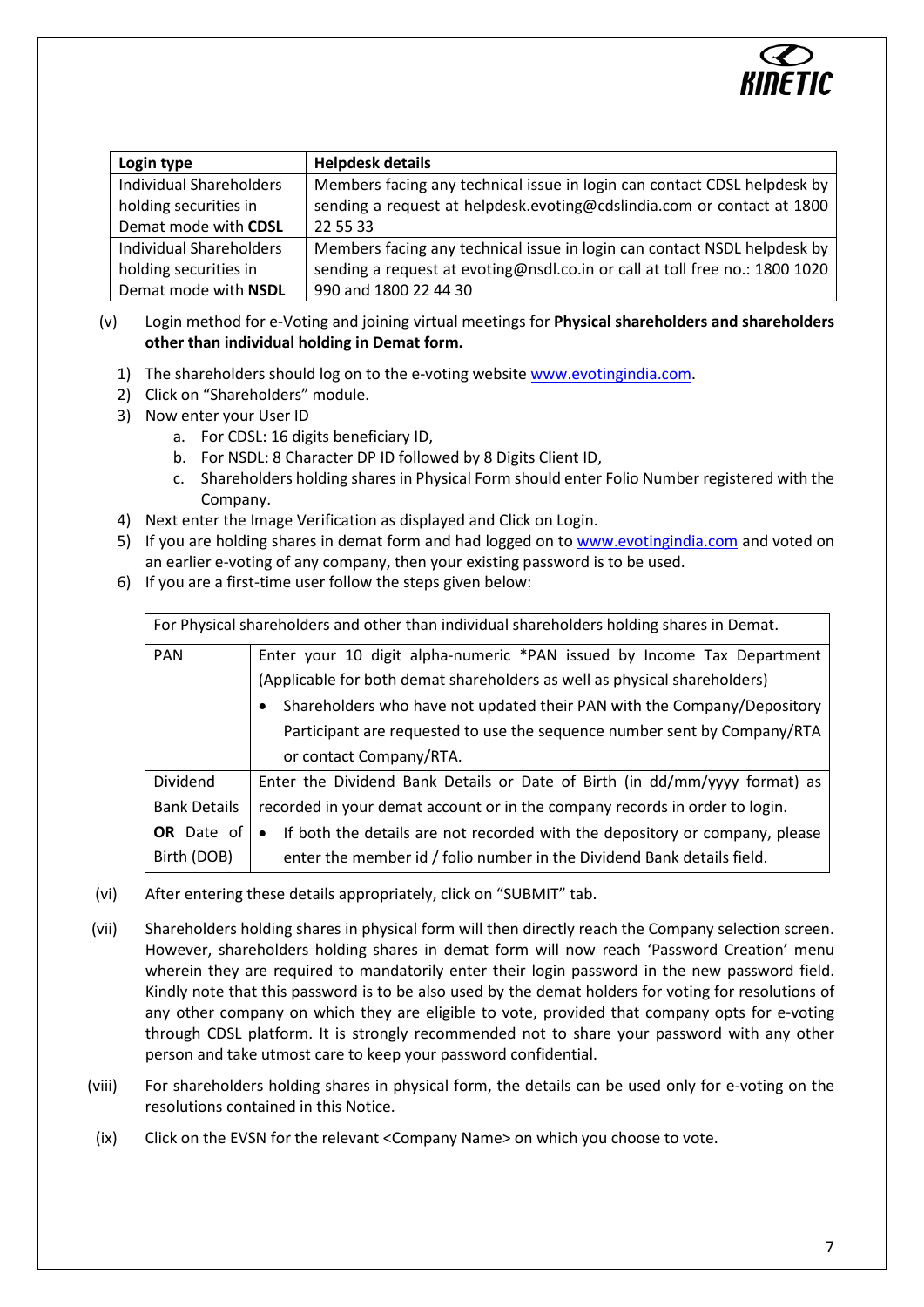| Login type | Helpdesk details |
|---|---|
| Individual Shareholders holding securities in Demat mode with **CDSL** | Members facing any technical issue in login can contact CDSL helpdesk by sending a request at helpdesk.evoting@cdslindia.com or contact at 1800 22 55 33 |
| Individual Shareholders holding securities in Demat mode with **NSDL** | Members facing any technical issue in login can contact NSDL helpdesk by sending a request at evoting@nsdl.co.in or call at toll free no.: 1800 1020 990 and 1800 22 44 30 |

(v) Login method for e-Voting and joining virtual meetings for **Physical shareholders and shareholders other than individual holding in Demat form.**

1) The shareholders should log on to the e-voting website www.evotingindia.com.
2) Click on "Shareholders" module.
3) Now enter your User ID
   a. For CDSL: 16 digits beneficiary ID,
   b. For NSDL: 8 Character DP ID followed by 8 Digits Client ID,
   c. Shareholders holding shares in Physical Form should enter Folio Number registered with the Company.
4) Next enter the Image Verification as displayed and Click on Login.
5) If you are holding shares in demat form and had logged on to www.evotingindia.com and voted on an earlier e-voting of any company, then your existing password is to be used.
6) If you are a first-time user follow the steps given below:

| For Physical shareholders and other than individual shareholders holding shares in Demat. | |
|---|---|
| PAN | Enter your 10 digit alpha-numeric *PAN issued by Income Tax Department (Applicable for both demat shareholders as well as physical shareholders)<br>• Shareholders who have not updated their PAN with the Company/Depository Participant are requested to use the sequence number sent by Company/RTA or contact Company/RTA. |
| Dividend Bank Details **OR** Date of Birth (DOB) | Enter the Dividend Bank Details or Date of Birth (in dd/mm/yyyy format) as recorded in your demat account or in the company records in order to login.<br>• If both the details are not recorded with the depository or company, please enter the member id / folio number in the Dividend Bank details field. |

(vi) After entering these details appropriately, click on "SUBMIT" tab.

(vii) Shareholders holding shares in physical form will then directly reach the Company selection screen. However, shareholders holding shares in demat form will now reach 'Password Creation' menu wherein they are required to mandatorily enter their login password in the new password field. Kindly note that this password is to be also used by the demat holders for voting for resolutions of any other company on which they are eligible to vote, provided that company opts for e-voting through CDSL platform. It is strongly recommended not to share your password with any other person and take utmost care to keep your password confidential.

(viii) For shareholders holding shares in physical form, the details can be used only for e-voting on the resolutions contained in this Notice.

(ix) Click on the EVSN for the relevant <Company Name> on which you choose to vote.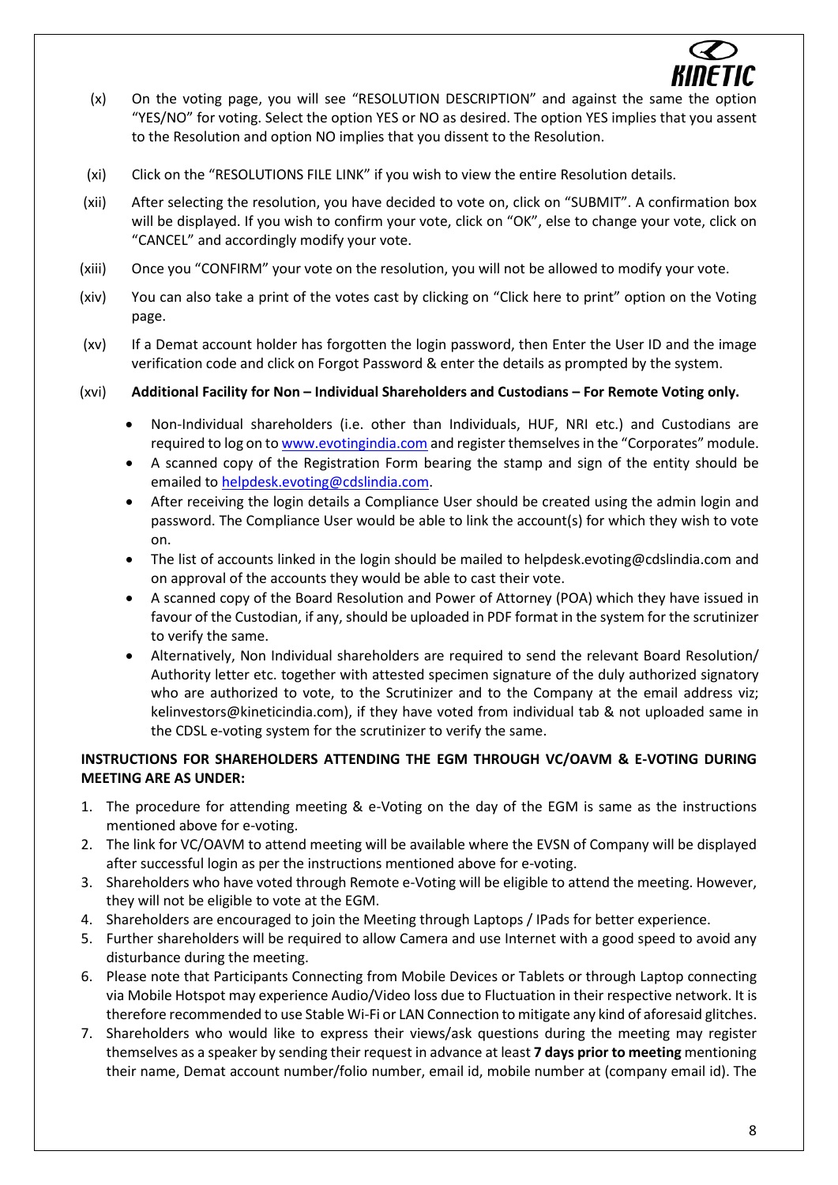(x) On the voting page, you will see "RESOLUTION DESCRIPTION" and against the same the option "YES/NO" for voting. Select the option YES or NO as desired. The option YES implies that you assent to the Resolution and option NO implies that you dissent to the Resolution.

(xi) Click on the "RESOLUTIONS FILE LINK" if you wish to view the entire Resolution details.

(xii) After selecting the resolution, you have decided to vote on, click on "SUBMIT". A confirmation box will be displayed. If you wish to confirm your vote, click on "OK", else to change your vote, click on "CANCEL" and accordingly modify your vote.

(xiii) Once you "CONFIRM" your vote on the resolution, you will not be allowed to modify your vote.

(xiv) You can also take a print of the votes cast by clicking on "Click here to print" option on the Voting page.

(xv) If a Demat account holder has forgotten the login password, then Enter the User ID and the image verification code and click on Forgot Password & enter the details as prompted by the system.

(xvi) **Additional Facility for Non – Individual Shareholders and Custodians – For Remote Voting only.**

- Non-Individual shareholders (i.e. other than Individuals, HUF, NRI etc.) and Custodians are required to log on to www.evotingindia.com and register themselves in the "Corporates" module.
- A scanned copy of the Registration Form bearing the stamp and sign of the entity should be emailed to helpdesk.evoting@cdslindia.com.
- After receiving the login details a Compliance User should be created using the admin login and password. The Compliance User would be able to link the account(s) for which they wish to vote on.
- The list of accounts linked in the login should be mailed to helpdesk.evoting@cdslindia.com and on approval of the accounts they would be able to cast their vote.
- A scanned copy of the Board Resolution and Power of Attorney (POA) which they have issued in favour of the Custodian, if any, should be uploaded in PDF format in the system for the scrutinizer to verify the same.
- Alternatively, Non Individual shareholders are required to send the relevant Board Resolution/ Authority letter etc. together with attested specimen signature of the duly authorized signatory who are authorized to vote, to the Scrutinizer and to the Company at the email address viz; kelinvestors@kineticindia.com), if they have voted from individual tab & not uploaded same in the CDSL e-voting system for the scrutinizer to verify the same.

**INSTRUCTIONS FOR SHAREHOLDERS ATTENDING THE EGM THROUGH VC/OAVM & E-VOTING DURING MEETING ARE AS UNDER:**

1. The procedure for attending meeting & e-Voting on the day of the EGM is same as the instructions mentioned above for e-voting.
2. The link for VC/OAVM to attend meeting will be available where the EVSN of Company will be displayed after successful login as per the instructions mentioned above for e-voting.
3. Shareholders who have voted through Remote e-Voting will be eligible to attend the meeting. However, they will not be eligible to vote at the EGM.
4. Shareholders are encouraged to join the Meeting through Laptops / IPads for better experience.
5. Further shareholders will be required to allow Camera and use Internet with a good speed to avoid any disturbance during the meeting.
6. Please note that Participants Connecting from Mobile Devices or Tablets or through Laptop connecting via Mobile Hotspot may experience Audio/Video loss due to Fluctuation in their respective network. It is therefore recommended to use Stable Wi-Fi or LAN Connection to mitigate any kind of aforesaid glitches.
7. Shareholders who would like to express their views/ask questions during the meeting may register themselves as a speaker by sending their request in advance at least **7 days prior to meeting** mentioning their name, Demat account number/folio number, email id, mobile number at (company email id). The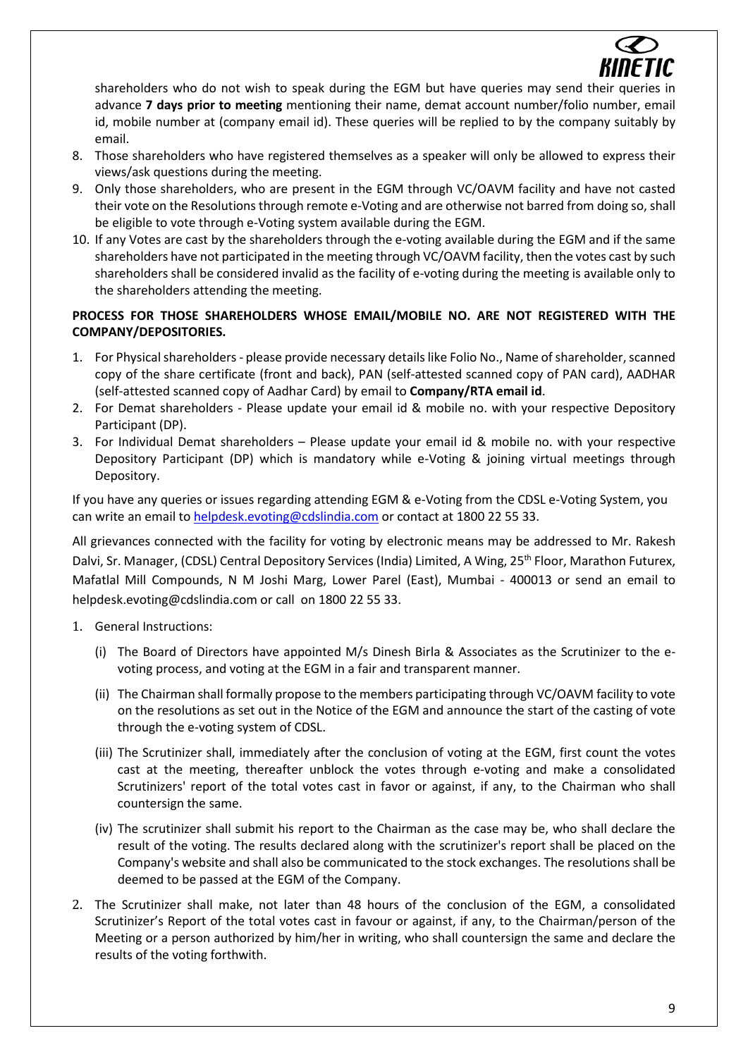shareholders who do not wish to speak during the EGM but have queries may send their queries in advance **7 days prior to meeting** mentioning their name, demat account number/folio number, email id, mobile number at (company email id). These queries will be replied to by the company suitably by email.

8. Those shareholders who have registered themselves as a speaker will only be allowed to express their views/ask questions during the meeting.
9. Only those shareholders, who are present in the EGM through VC/OAVM facility and have not casted their vote on the Resolutions through remote e-Voting and are otherwise not barred from doing so, shall be eligible to vote through e-Voting system available during the EGM.
10. If any Votes are cast by the shareholders through the e-voting available during the EGM and if the same shareholders have not participated in the meeting through VC/OAVM facility, then the votes cast by such shareholders shall be considered invalid as the facility of e-voting during the meeting is available only to the shareholders attending the meeting.

**PROCESS FOR THOSE SHAREHOLDERS WHOSE EMAIL/MOBILE NO. ARE NOT REGISTERED WITH THE COMPANY/DEPOSITORIES.**

1. For Physical shareholders - please provide necessary details like Folio No., Name of shareholder, scanned copy of the share certificate (front and back), PAN (self-attested scanned copy of PAN card), AADHAR (self-attested scanned copy of Aadhar Card) by email to **Company/RTA email id**.
2. For Demat shareholders - Please update your email id & mobile no. with your respective Depository Participant (DP).
3. For Individual Demat shareholders – Please update your email id & mobile no. with your respective Depository Participant (DP) which is mandatory while e-Voting & joining virtual meetings through Depository.

If you have any queries or issues regarding attending EGM & e-Voting from the CDSL e-Voting System, you can write an email to helpdesk.evoting@cdslindia.com or contact at 1800 22 55 33.

All grievances connected with the facility for voting by electronic means may be addressed to Mr. Rakesh Dalvi, Sr. Manager, (CDSL) Central Depository Services (India) Limited, A Wing, 25th Floor, Marathon Futurex, Mafatlal Mill Compounds, N M Joshi Marg, Lower Parel (East), Mumbai - 400013 or send an email to helpdesk.evoting@cdslindia.com or call on 1800 22 55 33.

1. General Instructions:

   (i) The Board of Directors have appointed M/s Dinesh Birla & Associates as the Scrutinizer to the e-voting process, and voting at the EGM in a fair and transparent manner.

   (ii) The Chairman shall formally propose to the members participating through VC/OAVM facility to vote on the resolutions as set out in the Notice of the EGM and announce the start of the casting of vote through the e-voting system of CDSL.

   (iii) The Scrutinizer shall, immediately after the conclusion of voting at the EGM, first count the votes cast at the meeting, thereafter unblock the votes through e-voting and make a consolidated Scrutinizers' report of the total votes cast in favor or against, if any, to the Chairman who shall countersign the same.

   (iv) The scrutinizer shall submit his report to the Chairman as the case may be, who shall declare the result of the voting. The results declared along with the scrutinizer's report shall be placed on the Company's website and shall also be communicated to the stock exchanges. The resolutions shall be deemed to be passed at the EGM of the Company.

2. The Scrutinizer shall make, not later than 48 hours of the conclusion of the EGM, a consolidated Scrutinizer's Report of the total votes cast in favour or against, if any, to the Chairman/person of the Meeting or a person authorized by him/her in writing, who shall countersign the same and declare the results of the voting forthwith.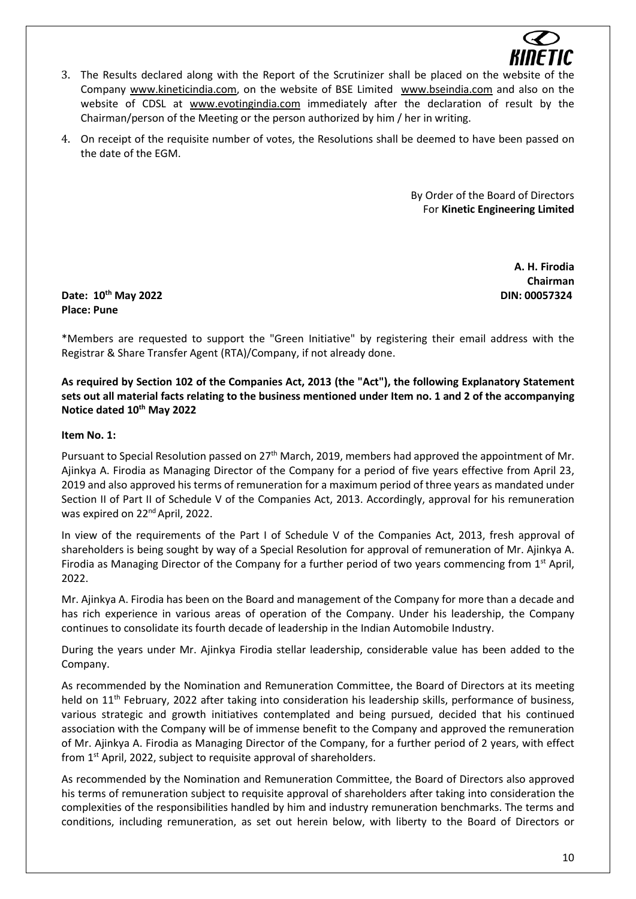3. The Results declared along with the Report of the Scrutinizer shall be placed on the website of the Company www.kineticindia.com, on the website of BSE Limited www.bseindia.com and also on the website of CDSL at www.evotingindia.com immediately after the declaration of result by the Chairman/person of the Meeting or the person authorized by him / her in writing.

4. On receipt of the requisite number of votes, the Resolutions shall be deemed to have been passed on the date of the EGM.

By Order of the Board of Directors
For **Kinetic Engineering Limited**

**A. H. Firodia**
**Chairman**
**DIN: 00057324**

**Date: 10th May 2022**
**Place: Pune**

*Members are requested to support the "Green Initiative" by registering their email address with the Registrar & Share Transfer Agent (RTA)/Company, if not already done.

**As required by Section 102 of the Companies Act, 2013 (the "Act"), the following Explanatory Statement sets out all material facts relating to the business mentioned under Item no. 1 and 2 of the accompanying Notice dated 10th May 2022**

**Item No. 1:**

Pursuant to Special Resolution passed on 27th March, 2019, members had approved the appointment of Mr. Ajinkya A. Firodia as Managing Director of the Company for a period of five years effective from April 23, 2019 and also approved his terms of remuneration for a maximum period of three years as mandated under Section II of Part II of Schedule V of the Companies Act, 2013. Accordingly, approval for his remuneration was expired on 22nd April, 2022.

In view of the requirements of the Part I of Schedule V of the Companies Act, 2013, fresh approval of shareholders is being sought by way of a Special Resolution for approval of remuneration of Mr. Ajinkya A. Firodia as Managing Director of the Company for a further period of two years commencing from 1st April, 2022.

Mr. Ajinkya A. Firodia has been on the Board and management of the Company for more than a decade and has rich experience in various areas of operation of the Company. Under his leadership, the Company continues to consolidate its fourth decade of leadership in the Indian Automobile Industry.

During the years under Mr. Ajinkya Firodia stellar leadership, considerable value has been added to the Company.

As recommended by the Nomination and Remuneration Committee, the Board of Directors at its meeting held on 11th February, 2022 after taking into consideration his leadership skills, performance of business, various strategic and growth initiatives contemplated and being pursued, decided that his continued association with the Company will be of immense benefit to the Company and approved the remuneration of Mr. Ajinkya A. Firodia as Managing Director of the Company, for a further period of 2 years, with effect from 1st April, 2022, subject to requisite approval of shareholders.

As recommended by the Nomination and Remuneration Committee, the Board of Directors also approved his terms of remuneration subject to requisite approval of shareholders after taking into consideration the complexities of the responsibilities handled by him and industry remuneration benchmarks. The terms and conditions, including remuneration, as set out herein below, with liberty to the Board of Directors or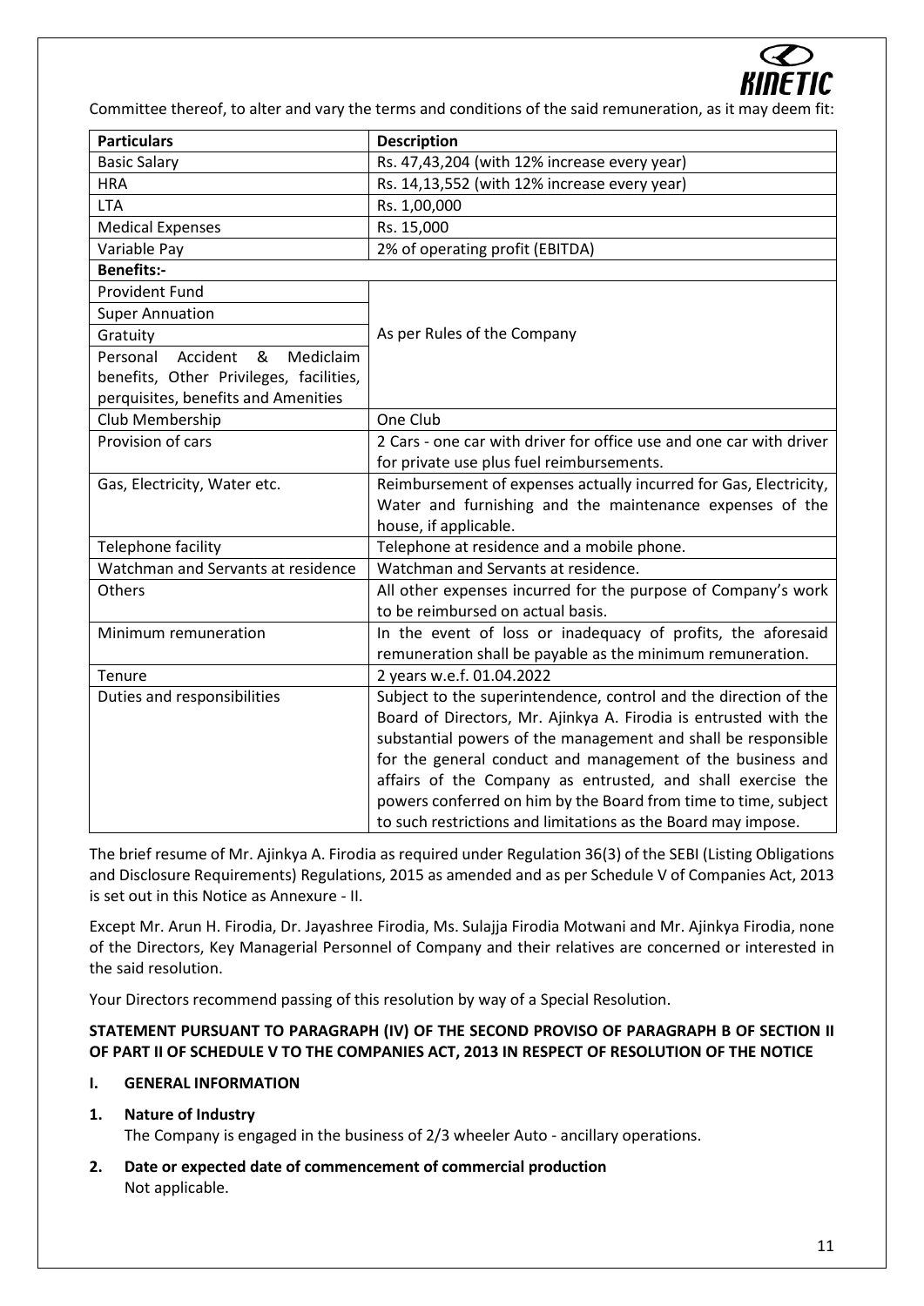Committee thereof, to alter and vary the terms and conditions of the said remuneration, as it may deem fit:

| **Particulars** | **Description** |
|---|---|
| Basic Salary | Rs. 47,43,204 (with 12% increase every year) |
| HRA | Rs. 14,13,552 (with 12% increase every year) |
| LTA | Rs. 1,00,000 |
| Medical Expenses | Rs. 15,000 |
| Variable Pay | 2% of operating profit (EBITDA) |
| **Benefits:-** | |
| Provident Fund | As per Rules of the Company |
| Super Annuation | |
| Gratuity | |
| Personal Accident & Mediclaim benefits, Other Privileges, facilities, perquisites, benefits and Amenities | |
| Club Membership | One Club |
| Provision of cars | 2 Cars - one car with driver for office use and one car with driver for private use plus fuel reimbursements. |
| Gas, Electricity, Water etc. | Reimbursement of expenses actually incurred for Gas, Electricity, Water and furnishing and the maintenance expenses of the house, if applicable. |
| Telephone facility | Telephone at residence and a mobile phone. |
| Watchman and Servants at residence | Watchman and Servants at residence. |
| Others | All other expenses incurred for the purpose of Company's work to be reimbursed on actual basis. |
| Minimum remuneration | In the event of loss or inadequacy of profits, the aforesaid remuneration shall be payable as the minimum remuneration. |
| Tenure | 2 years w.e.f. 01.04.2022 |
| Duties and responsibilities | Subject to the superintendence, control and the direction of the Board of Directors, Mr. Ajinkya A. Firodia is entrusted with the substantial powers of the management and shall be responsible for the general conduct and management of the business and affairs of the Company as entrusted, and shall exercise the powers conferred on him by the Board from time to time, subject to such restrictions and limitations as the Board may impose. |

The brief resume of Mr. Ajinkya A. Firodia as required under Regulation 36(3) of the SEBI (Listing Obligations and Disclosure Requirements) Regulations, 2015 as amended and as per Schedule V of Companies Act, 2013 is set out in this Notice as Annexure - II.

Except Mr. Arun H. Firodia, Dr. Jayashree Firodia, Ms. Sulajja Firodia Motwani and Mr. Ajinkya Firodia, none of the Directors, Key Managerial Personnel of Company and their relatives are concerned or interested in the said resolution.

Your Directors recommend passing of this resolution by way of a Special Resolution.

**STATEMENT PURSUANT TO PARAGRAPH (IV) OF THE SECOND PROVISO OF PARAGRAPH B OF SECTION II OF PART II OF SCHEDULE V TO THE COMPANIES ACT, 2013 IN RESPECT OF RESOLUTION OF THE NOTICE**

**I. GENERAL INFORMATION**

**1. Nature of Industry**

The Company is engaged in the business of 2/3 wheeler Auto - ancillary operations.

**2. Date or expected date of commencement of commercial production**

Not applicable.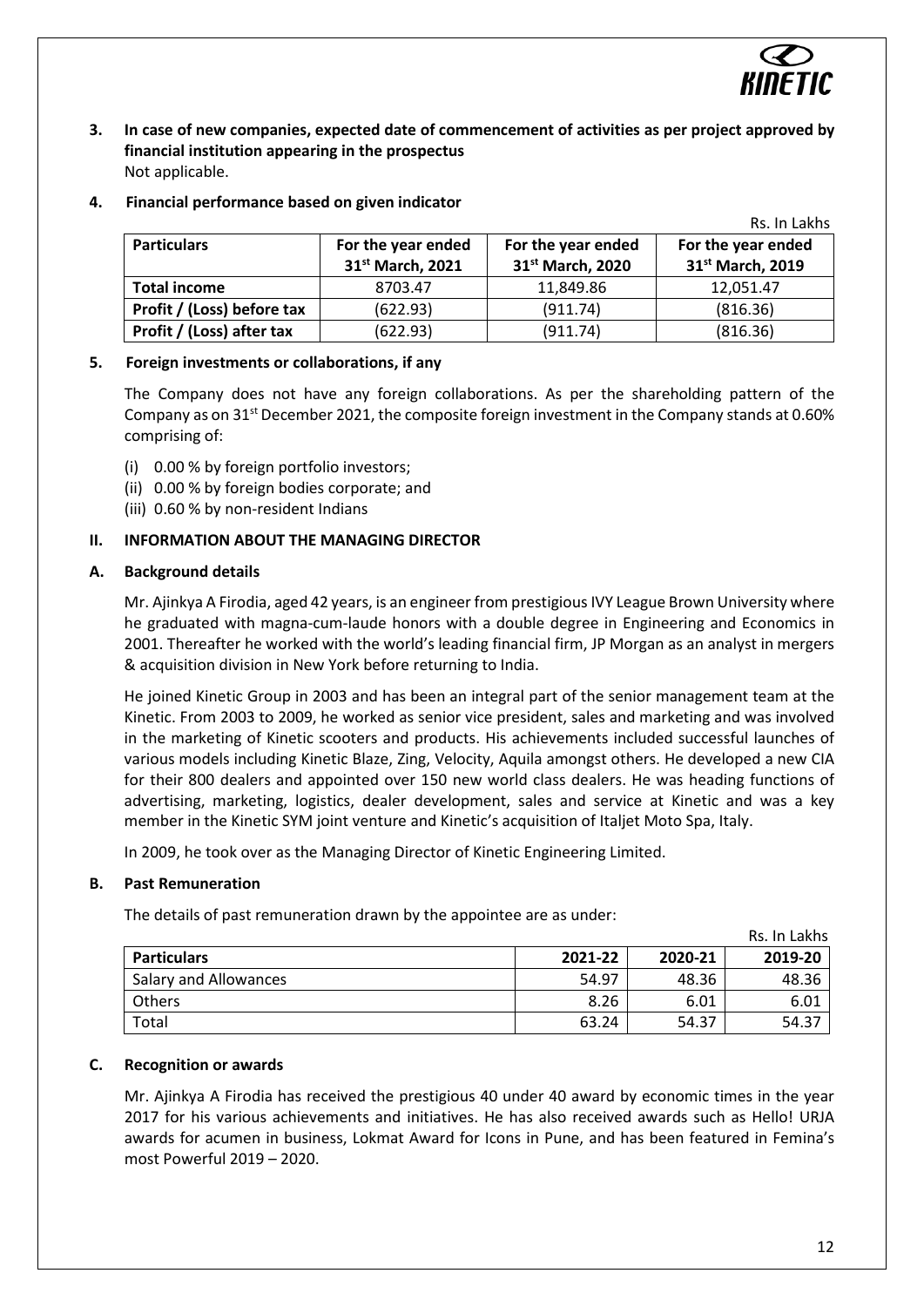**3. In case of new companies, expected date of commencement of activities as per project approved by financial institution appearing in the prospectus**

Not applicable.

**4. Financial performance based on given indicator**

Rs. In Lakhs

| Particulars | For the year ended 31st March, 2021 | For the year ended 31st March, 2020 | For the year ended 31st March, 2019 |
|---|---|---|---|
| **Total income** | 8703.47 | 11,849.86 | 12,051.47 |
| **Profit / (Loss) before tax** | (622.93) | (911.74) | (816.36) |
| **Profit / (Loss) after tax** | (622.93) | (911.74) | (816.36) |

**5. Foreign investments or collaborations, if any**

The Company does not have any foreign collaborations. As per the shareholding pattern of the Company as on 31st December 2021, the composite foreign investment in the Company stands at 0.60% comprising of:

(i) 0.00 % by foreign portfolio investors;
(ii) 0.00 % by foreign bodies corporate; and
(iii) 0.60 % by non-resident Indians

## II. INFORMATION ABOUT THE MANAGING DIRECTOR

### A. Background details

Mr. Ajinkya A Firodia, aged 42 years, is an engineer from prestigious IVY League Brown University where he graduated with magna-cum-laude honors with a double degree in Engineering and Economics in 2001. Thereafter he worked with the world's leading financial firm, JP Morgan as an analyst in mergers & acquisition division in New York before returning to India.

He joined Kinetic Group in 2003 and has been an integral part of the senior management team at the Kinetic. From 2003 to 2009, he worked as senior vice president, sales and marketing and was involved in the marketing of Kinetic scooters and products. His achievements included successful launches of various models including Kinetic Blaze, Zing, Velocity, Aquila amongst others. He developed a new CIA for their 800 dealers and appointed over 150 new world class dealers. He was heading functions of advertising, marketing, logistics, dealer development, sales and service at Kinetic and was a key member in the Kinetic SYM joint venture and Kinetic's acquisition of Italjet Moto Spa, Italy.

In 2009, he took over as the Managing Director of Kinetic Engineering Limited.

### B. Past Remuneration

The details of past remuneration drawn by the appointee are as under:

Rs. In Lakhs

| Particulars | 2021-22 | 2020-21 | 2019-20 |
|---|---|---|---|
| Salary and Allowances | 54.97 | 48.36 | 48.36 |
| Others | 8.26 | 6.01 | 6.01 |
| Total | 63.24 | 54.37 | 54.37 |

### C. Recognition or awards

Mr. Ajinkya A Firodia has received the prestigious 40 under 40 award by economic times in the year 2017 for his various achievements and initiatives. He has also received awards such as Hello! URJA awards for acumen in business, Lokmat Award for Icons in Pune, and has been featured in Femina's most Powerful 2019 – 2020.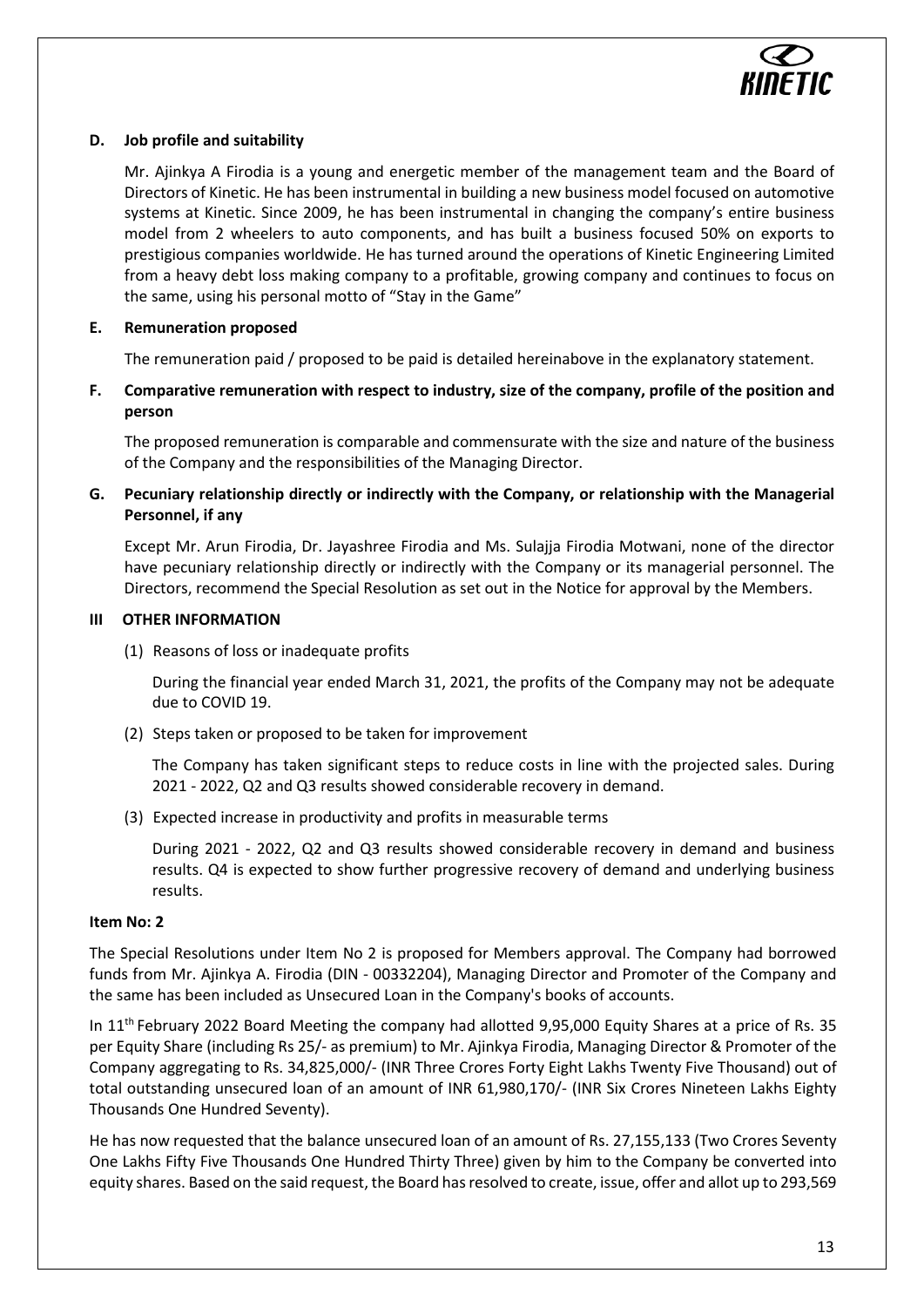**D. Job profile and suitability**

Mr. Ajinkya A Firodia is a young and energetic member of the management team and the Board of Directors of Kinetic. He has been instrumental in building a new business model focused on automotive systems at Kinetic. Since 2009, he has been instrumental in changing the company's entire business model from 2 wheelers to auto components, and has built a business focused 50% on exports to prestigious companies worldwide. He has turned around the operations of Kinetic Engineering Limited from a heavy debt loss making company to a profitable, growing company and continues to focus on the same, using his personal motto of "Stay in the Game"

**E. Remuneration proposed**

The remuneration paid / proposed to be paid is detailed hereinabove in the explanatory statement.

**F. Comparative remuneration with respect to industry, size of the company, profile of the position and person**

The proposed remuneration is comparable and commensurate with the size and nature of the business of the Company and the responsibilities of the Managing Director.

**G. Pecuniary relationship directly or indirectly with the Company, or relationship with the Managerial Personnel, if any**

Except Mr. Arun Firodia, Dr. Jayashree Firodia and Ms. Sulajja Firodia Motwani, none of the director have pecuniary relationship directly or indirectly with the Company or its managerial personnel. The Directors, recommend the Special Resolution as set out in the Notice for approval by the Members.

**III OTHER INFORMATION**

(1) Reasons of loss or inadequate profits

During the financial year ended March 31, 2021, the profits of the Company may not be adequate due to COVID 19.

(2) Steps taken or proposed to be taken for improvement

The Company has taken significant steps to reduce costs in line with the projected sales. During 2021 - 2022, Q2 and Q3 results showed considerable recovery in demand.

(3) Expected increase in productivity and profits in measurable terms

During 2021 - 2022, Q2 and Q3 results showed considerable recovery in demand and business results. Q4 is expected to show further progressive recovery of demand and underlying business results.

**Item No: 2**

The Special Resolutions under Item No 2 is proposed for Members approval. The Company had borrowed funds from Mr. Ajinkya A. Firodia (DIN - 00332204), Managing Director and Promoter of the Company and the same has been included as Unsecured Loan in the Company's books of accounts.

In 11th February 2022 Board Meeting the company had allotted 9,95,000 Equity Shares at a price of Rs. 35 per Equity Share (including Rs 25/- as premium) to Mr. Ajinkya Firodia, Managing Director & Promoter of the Company aggregating to Rs. 34,825,000/- (INR Three Crores Forty Eight Lakhs Twenty Five Thousand) out of total outstanding unsecured loan of an amount of INR 61,980,170/- (INR Six Crores Nineteen Lakhs Eighty Thousands One Hundred Seventy).

He has now requested that the balance unsecured loan of an amount of Rs. 27,155,133 (Two Crores Seventy One Lakhs Fifty Five Thousands One Hundred Thirty Three) given by him to the Company be converted into equity shares. Based on the said request, the Board has resolved to create, issue, offer and allot up to 293,569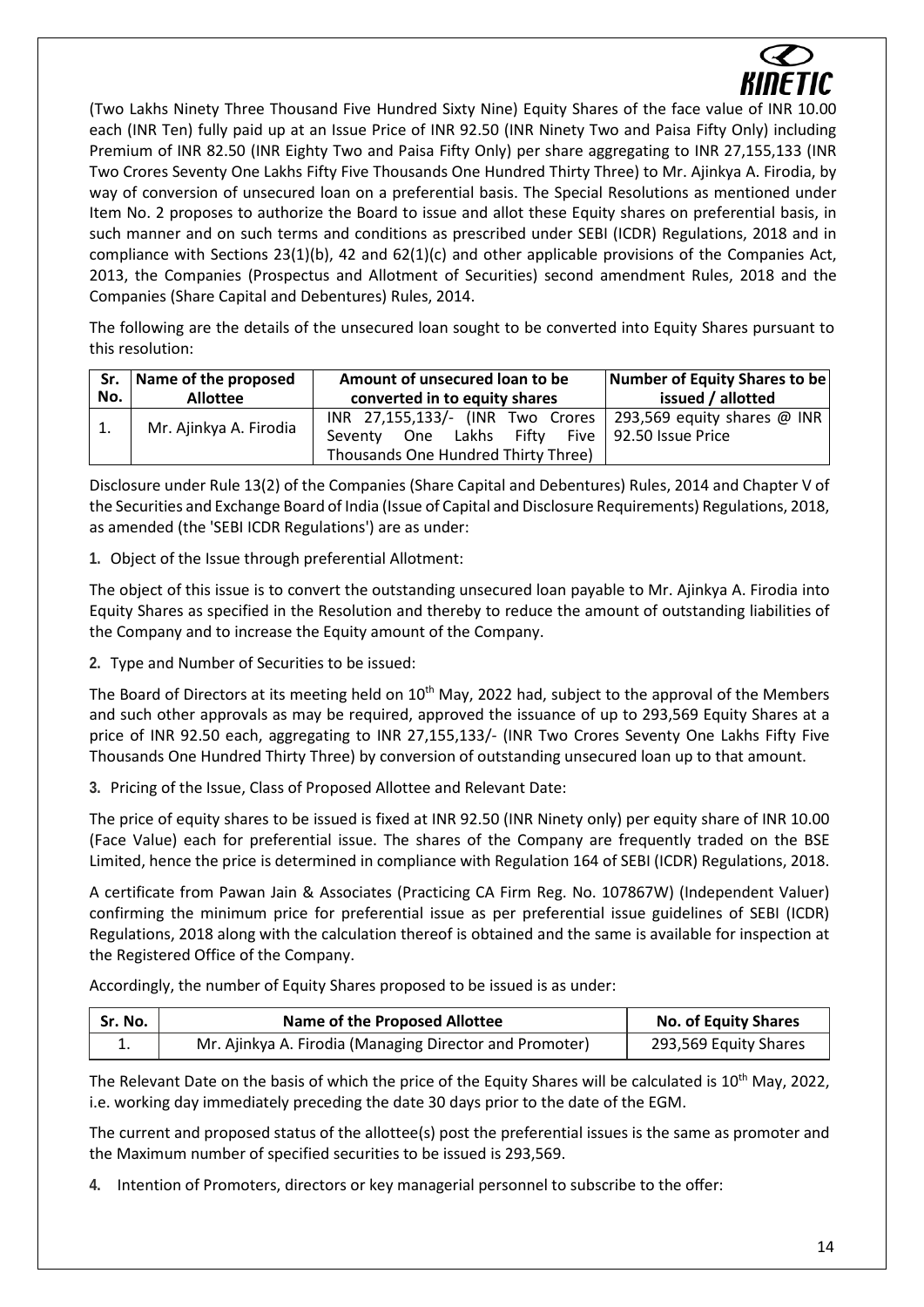(Two Lakhs Ninety Three Thousand Five Hundred Sixty Nine) Equity Shares of the face value of INR 10.00 each (INR Ten) fully paid up at an Issue Price of INR 92.50 (INR Ninety Two and Paisa Fifty Only) including Premium of INR 82.50 (INR Eighty Two and Paisa Fifty Only) per share aggregating to INR 27,155,133 (INR Two Crores Seventy One Lakhs Fifty Five Thousands One Hundred Thirty Three) to Mr. Ajinkya A. Firodia, by way of conversion of unsecured loan on a preferential basis. The Special Resolutions as mentioned under Item No. 2 proposes to authorize the Board to issue and allot these Equity shares on preferential basis, in such manner and on such terms and conditions as prescribed under SEBI (ICDR) Regulations, 2018 and in compliance with Sections 23(1)(b), 42 and 62(1)(c) and other applicable provisions of the Companies Act, 2013, the Companies (Prospectus and Allotment of Securities) second amendment Rules, 2018 and the Companies (Share Capital and Debentures) Rules, 2014.

The following are the details of the unsecured loan sought to be converted into Equity Shares pursuant to this resolution:

| Sr. No. | Name of the proposed Allottee | Amount of unsecured loan to be converted in to equity shares | Number of Equity Shares to be issued / allotted |
|---|---|---|---|
| 1. | Mr. Ajinkya A. Firodia | INR 27,155,133/- (INR Two Crores Seventy One Lakhs Fifty Five Thousands One Hundred Thirty Three) | 293,569 equity shares @ INR 92.50 Issue Price |

Disclosure under Rule 13(2) of the Companies (Share Capital and Debentures) Rules, 2014 and Chapter V of the Securities and Exchange Board of India (Issue of Capital and Disclosure Requirements) Regulations, 2018, as amended (the 'SEBI ICDR Regulations') are as under:

**1.** Object of the Issue through preferential Allotment:

The object of this issue is to convert the outstanding unsecured loan payable to Mr. Ajinkya A. Firodia into Equity Shares as specified in the Resolution and thereby to reduce the amount of outstanding liabilities of the Company and to increase the Equity amount of the Company.

**2.** Type and Number of Securities to be issued:

The Board of Directors at its meeting held on 10th May, 2022 had, subject to the approval of the Members and such other approvals as may be required, approved the issuance of up to 293,569 Equity Shares at a price of INR 92.50 each, aggregating to INR 27,155,133/- (INR Two Crores Seventy One Lakhs Fifty Five Thousands One Hundred Thirty Three) by conversion of outstanding unsecured loan up to that amount.

**3.** Pricing of the Issue, Class of Proposed Allottee and Relevant Date:

The price of equity shares to be issued is fixed at INR 92.50 (INR Ninety only) per equity share of INR 10.00 (Face Value) each for preferential issue. The shares of the Company are frequently traded on the BSE Limited, hence the price is determined in compliance with Regulation 164 of SEBI (ICDR) Regulations, 2018.

A certificate from Pawan Jain & Associates (Practicing CA Firm Reg. No. 107867W) (Independent Valuer) confirming the minimum price for preferential issue as per preferential issue guidelines of SEBI (ICDR) Regulations, 2018 along with the calculation thereof is obtained and the same is available for inspection at the Registered Office of the Company.

Accordingly, the number of Equity Shares proposed to be issued is as under:

| Sr. No. | Name of the Proposed Allottee | No. of Equity Shares |
|---|---|---|
| 1. | Mr. Ajinkya A. Firodia (Managing Director and Promoter) | 293,569 Equity Shares |

The Relevant Date on the basis of which the price of the Equity Shares will be calculated is 10th May, 2022, i.e. working day immediately preceding the date 30 days prior to the date of the EGM.

The current and proposed status of the allottee(s) post the preferential issues is the same as promoter and the Maximum number of specified securities to be issued is 293,569.

**4.** Intention of Promoters, directors or key managerial personnel to subscribe to the offer: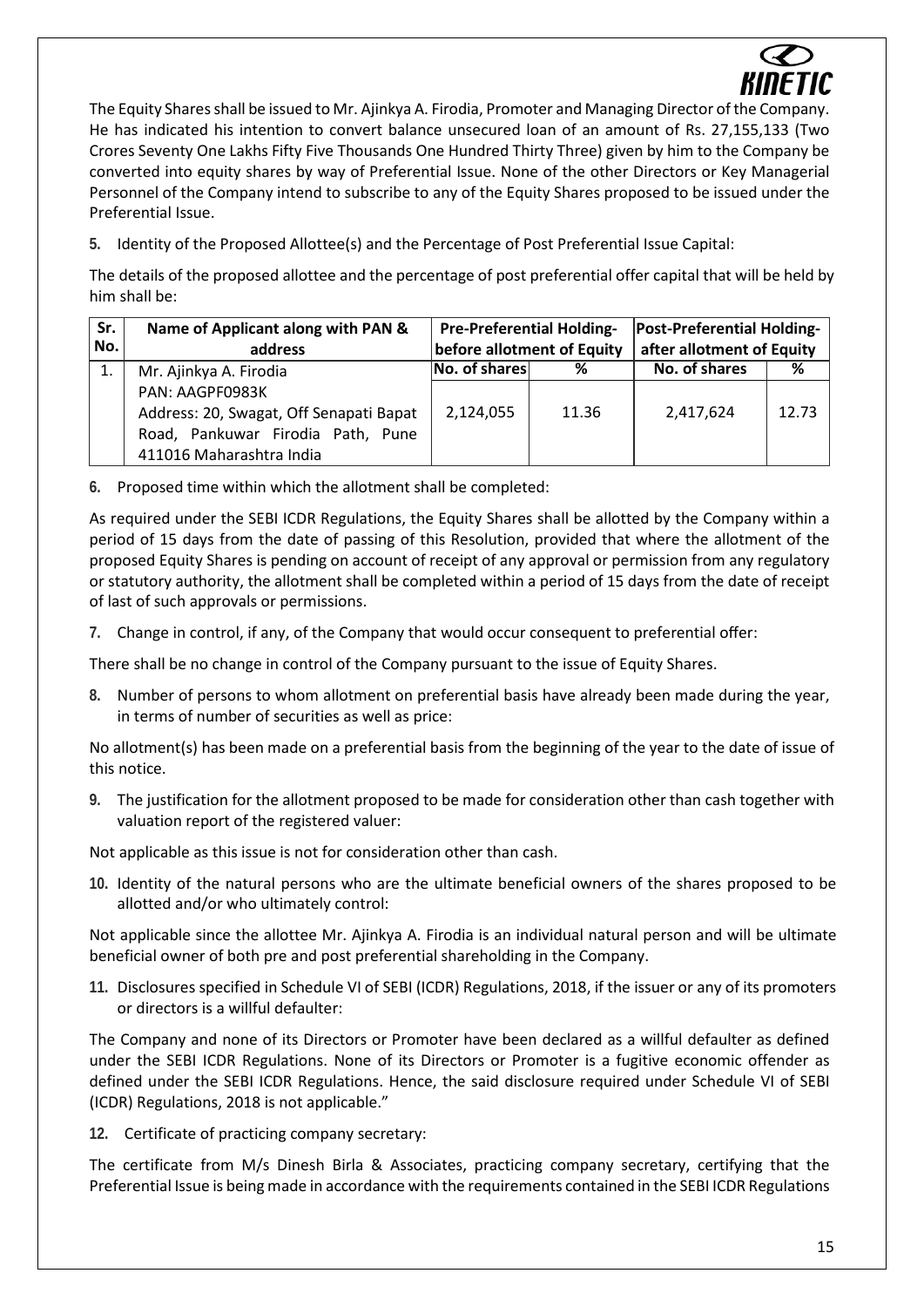The Equity Shares shall be issued to Mr. Ajinkya A. Firodia, Promoter and Managing Director of the Company. He has indicated his intention to convert balance unsecured loan of an amount of Rs. 27,155,133 (Two Crores Seventy One Lakhs Fifty Five Thousands One Hundred Thirty Three) given by him to the Company be converted into equity shares by way of Preferential Issue. None of the other Directors or Key Managerial Personnel of the Company intend to subscribe to any of the Equity Shares proposed to be issued under the Preferential Issue.

**5.** Identity of the Proposed Allottee(s) and the Percentage of Post Preferential Issue Capital:

The details of the proposed allottee and the percentage of post preferential offer capital that will be held by him shall be:

| Sr. No. | Name of Applicant along with PAN & address | Pre-Preferential Holding- before allotment of Equity | | Post-Preferential Holding- after allotment of Equity | |
|---|---|---|---|---|---|
| | | No. of shares | % | No. of shares | % |
| 1. | Mr. Ajinkya A. Firodia<br>PAN: AAGPF0983K<br>Address: 20, Swagat, Off Senapati Bapat Road, Pankuwar Firodia Path, Pune 411016 Maharashtra India | 2,124,055 | 11.36 | 2,417,624 | 12.73 |

**6.** Proposed time within which the allotment shall be completed:

As required under the SEBI ICDR Regulations, the Equity Shares shall be allotted by the Company within a period of 15 days from the date of passing of this Resolution, provided that where the allotment of the proposed Equity Shares is pending on account of receipt of any approval or permission from any regulatory or statutory authority, the allotment shall be completed within a period of 15 days from the date of receipt of last of such approvals or permissions.

**7.** Change in control, if any, of the Company that would occur consequent to preferential offer:

There shall be no change in control of the Company pursuant to the issue of Equity Shares.

**8.** Number of persons to whom allotment on preferential basis have already been made during the year, in terms of number of securities as well as price:

No allotment(s) has been made on a preferential basis from the beginning of the year to the date of issue of this notice.

**9.** The justification for the allotment proposed to be made for consideration other than cash together with valuation report of the registered valuer:

Not applicable as this issue is not for consideration other than cash.

**10.** Identity of the natural persons who are the ultimate beneficial owners of the shares proposed to be allotted and/or who ultimately control:

Not applicable since the allottee Mr. Ajinkya A. Firodia is an individual natural person and will be ultimate beneficial owner of both pre and post preferential shareholding in the Company.

**11.** Disclosures specified in Schedule VI of SEBI (ICDR) Regulations, 2018, if the issuer or any of its promoters or directors is a willful defaulter:

The Company and none of its Directors or Promoter have been declared as a willful defaulter as defined under the SEBI ICDR Regulations. None of its Directors or Promoter is a fugitive economic offender as defined under the SEBI ICDR Regulations. Hence, the said disclosure required under Schedule VI of SEBI (ICDR) Regulations, 2018 is not applicable."

**12.** Certificate of practicing company secretary:

The certificate from M/s Dinesh Birla & Associates, practicing company secretary, certifying that the Preferential Issue is being made in accordance with the requirements contained in the SEBI ICDR Regulations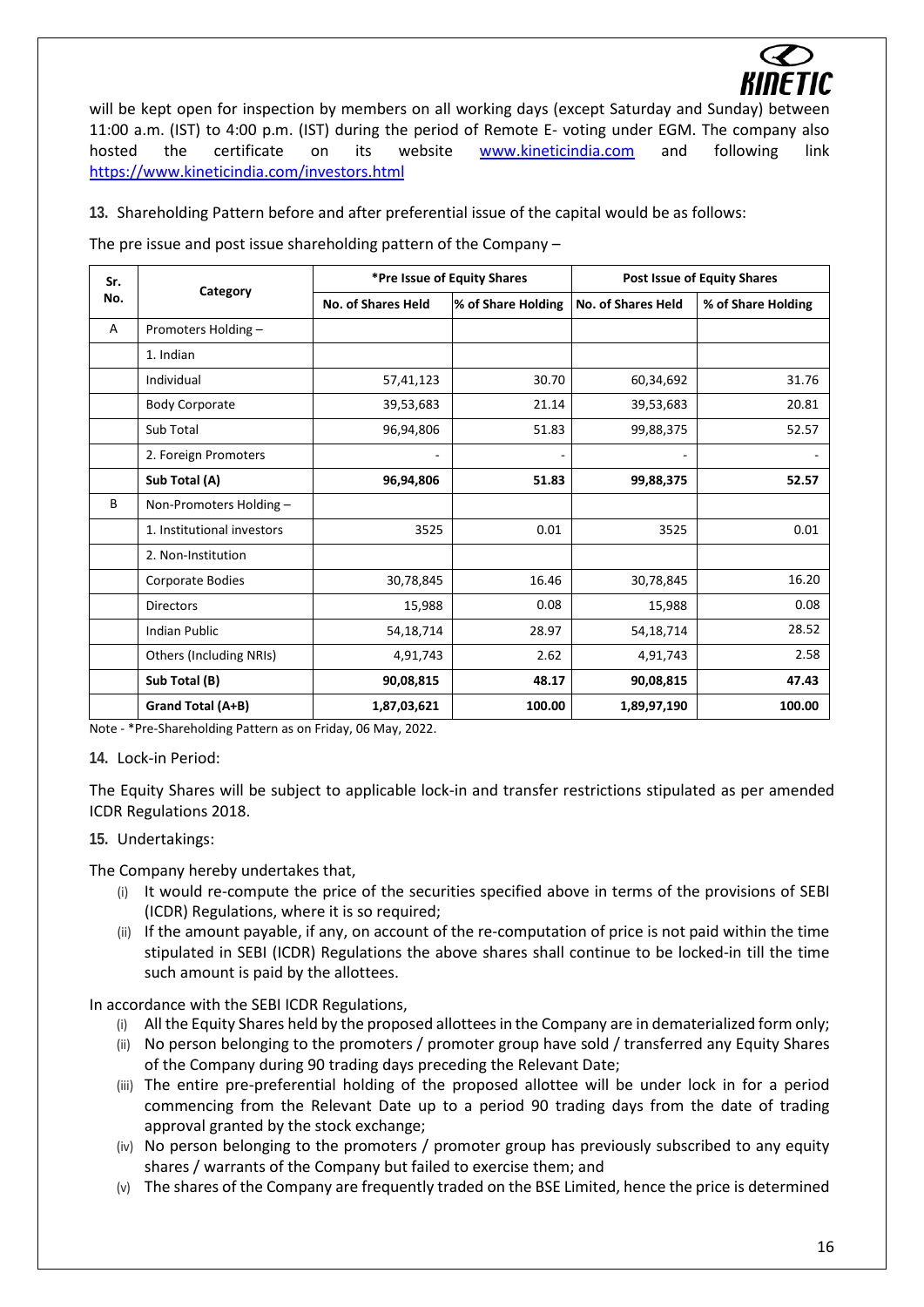will be kept open for inspection by members on all working days (except Saturday and Sunday) between 11:00 a.m. (IST) to 4:00 p.m. (IST) during the period of Remote E- voting under EGM. The company also hosted the certificate on its website www.kineticindia.com and following link https://www.kineticindia.com/investors.html

**13.** Shareholding Pattern before and after preferential issue of the capital would be as follows:

The pre issue and post issue shareholding pattern of the Company –

| Sr. No. | Category | *Pre Issue of Equity Shares | | Post Issue of Equity Shares | |
|---|---|---|---|---|---|
| | | No. of Shares Held | % of Share Holding | No. of Shares Held | % of Share Holding |
| A | Promoters Holding – | | | | |
| | 1. Indian | | | | |
| | Individual | 57,41,123 | 30.70 | 60,34,692 | 31.76 |
| | Body Corporate | 39,53,683 | 21.14 | 39,53,683 | 20.81 |
| | Sub Total | 96,94,806 | 51.83 | 99,88,375 | 52.57 |
| | 2. Foreign Promoters | - | - | - | - |
| | **Sub Total (A)** | **96,94,806** | **51.83** | **99,88,375** | **52.57** |
| B | Non-Promoters Holding – | | | | |
| | 1. Institutional investors | 3525 | 0.01 | 3525 | 0.01 |
| | 2. Non-Institution | | | | |
| | Corporate Bodies | 30,78,845 | 16.46 | 30,78,845 | 16.20 |
| | Directors | 15,988 | 0.08 | 15,988 | 0.08 |
| | Indian Public | 54,18,714 | 28.97 | 54,18,714 | 28.52 |
| | Others (Including NRIs) | 4,91,743 | 2.62 | 4,91,743 | 2.58 |
| | **Sub Total (B)** | **90,08,815** | **48.17** | **90,08,815** | **47.43** |
| | **Grand Total (A+B)** | **1,87,03,621** | **100.00** | **1,89,97,190** | **100.00** |

Note - *Pre-Shareholding Pattern as on Friday, 06 May, 2022.

**14.** Lock-in Period:

The Equity Shares will be subject to applicable lock-in and transfer restrictions stipulated as per amended ICDR Regulations 2018.

**15.** Undertakings:

The Company hereby undertakes that,

(i) It would re-compute the price of the securities specified above in terms of the provisions of SEBI (ICDR) Regulations, where it is so required;

(ii) If the amount payable, if any, on account of the re-computation of price is not paid within the time stipulated in SEBI (ICDR) Regulations the above shares shall continue to be locked-in till the time such amount is paid by the allottees.

In accordance with the SEBI ICDR Regulations,

(i) All the Equity Shares held by the proposed allottees in the Company are in dematerialized form only;

(ii) No person belonging to the promoters / promoter group have sold / transferred any Equity Shares of the Company during 90 trading days preceding the Relevant Date;

(iii) The entire pre-preferential holding of the proposed allottee will be under lock in for a period commencing from the Relevant Date up to a period 90 trading days from the date of trading approval granted by the stock exchange;

(iv) No person belonging to the promoters / promoter group has previously subscribed to any equity shares / warrants of the Company but failed to exercise them; and

(v) The shares of the Company are frequently traded on the BSE Limited, hence the price is determined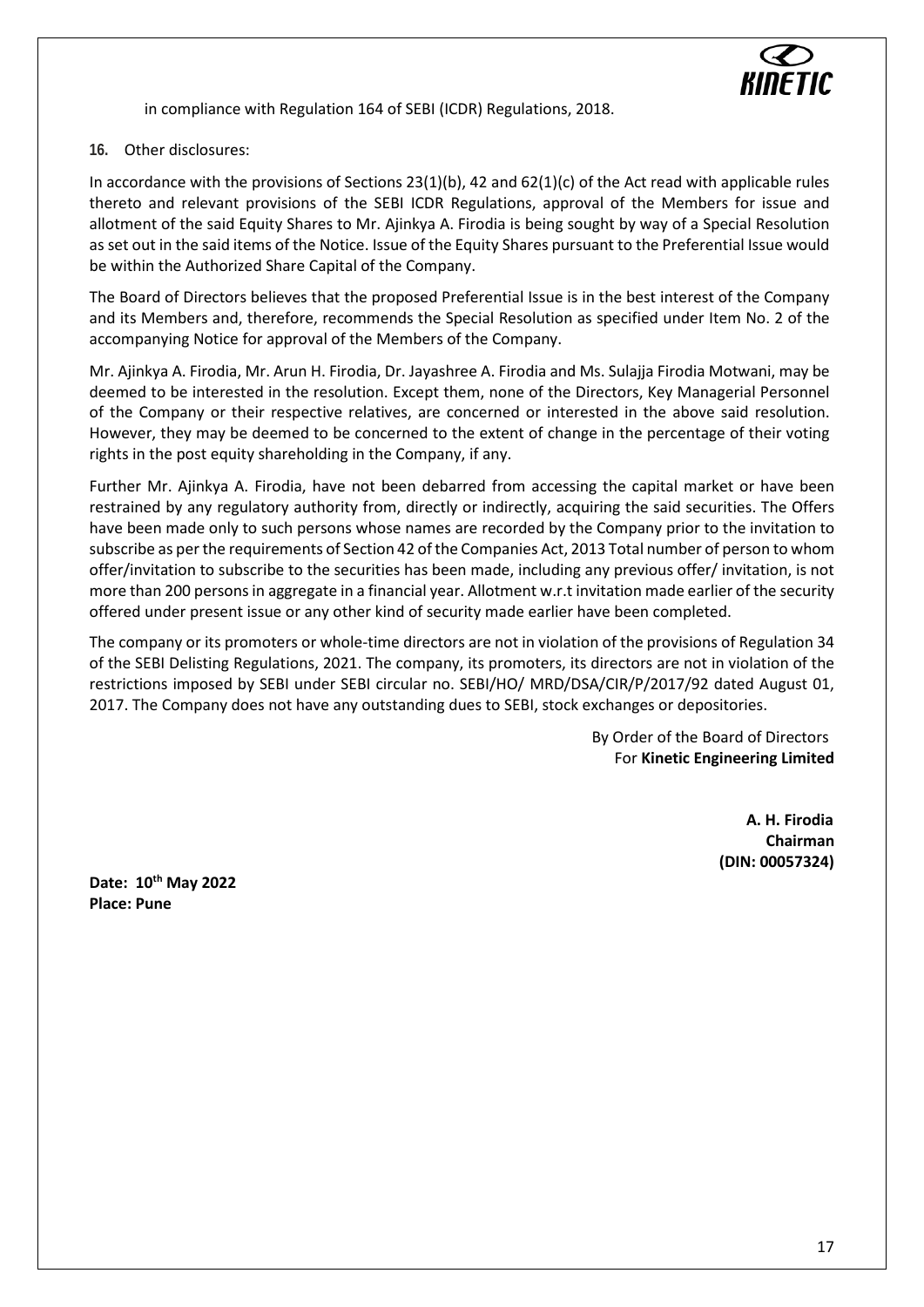in compliance with Regulation 164 of SEBI (ICDR) Regulations, 2018.

**16.** Other disclosures:

In accordance with the provisions of Sections 23(1)(b), 42 and 62(1)(c) of the Act read with applicable rules thereto and relevant provisions of the SEBI ICDR Regulations, approval of the Members for issue and allotment of the said Equity Shares to Mr. Ajinkya A. Firodia is being sought by way of a Special Resolution as set out in the said items of the Notice. Issue of the Equity Shares pursuant to the Preferential Issue would be within the Authorized Share Capital of the Company.

The Board of Directors believes that the proposed Preferential Issue is in the best interest of the Company and its Members and, therefore, recommends the Special Resolution as specified under Item No. 2 of the accompanying Notice for approval of the Members of the Company.

Mr. Ajinkya A. Firodia, Mr. Arun H. Firodia, Dr. Jayashree A. Firodia and Ms. Sulajja Firodia Motwani, may be deemed to be interested in the resolution. Except them, none of the Directors, Key Managerial Personnel of the Company or their respective relatives, are concerned or interested in the above said resolution. However, they may be deemed to be concerned to the extent of change in the percentage of their voting rights in the post equity shareholding in the Company, if any.

Further Mr. Ajinkya A. Firodia, have not been debarred from accessing the capital market or have been restrained by any regulatory authority from, directly or indirectly, acquiring the said securities. The Offers have been made only to such persons whose names are recorded by the Company prior to the invitation to subscribe as per the requirements of Section 42 of the Companies Act, 2013 Total number of person to whom offer/invitation to subscribe to the securities has been made, including any previous offer/ invitation, is not more than 200 persons in aggregate in a financial year. Allotment w.r.t invitation made earlier of the security offered under present issue or any other kind of security made earlier have been completed.

The company or its promoters or whole-time directors are not in violation of the provisions of Regulation 34 of the SEBI Delisting Regulations, 2021. The company, its promoters, its directors are not in violation of the restrictions imposed by SEBI under SEBI circular no. SEBI/HO/ MRD/DSA/CIR/P/2017/92 dated August 01, 2017. The Company does not have any outstanding dues to SEBI, stock exchanges or depositories.

By Order of the Board of Directors
For **Kinetic Engineering Limited**

**A. H. Firodia**
**Chairman**
**(DIN: 00057324)**

**Date: 10th May 2022**
**Place: Pune**